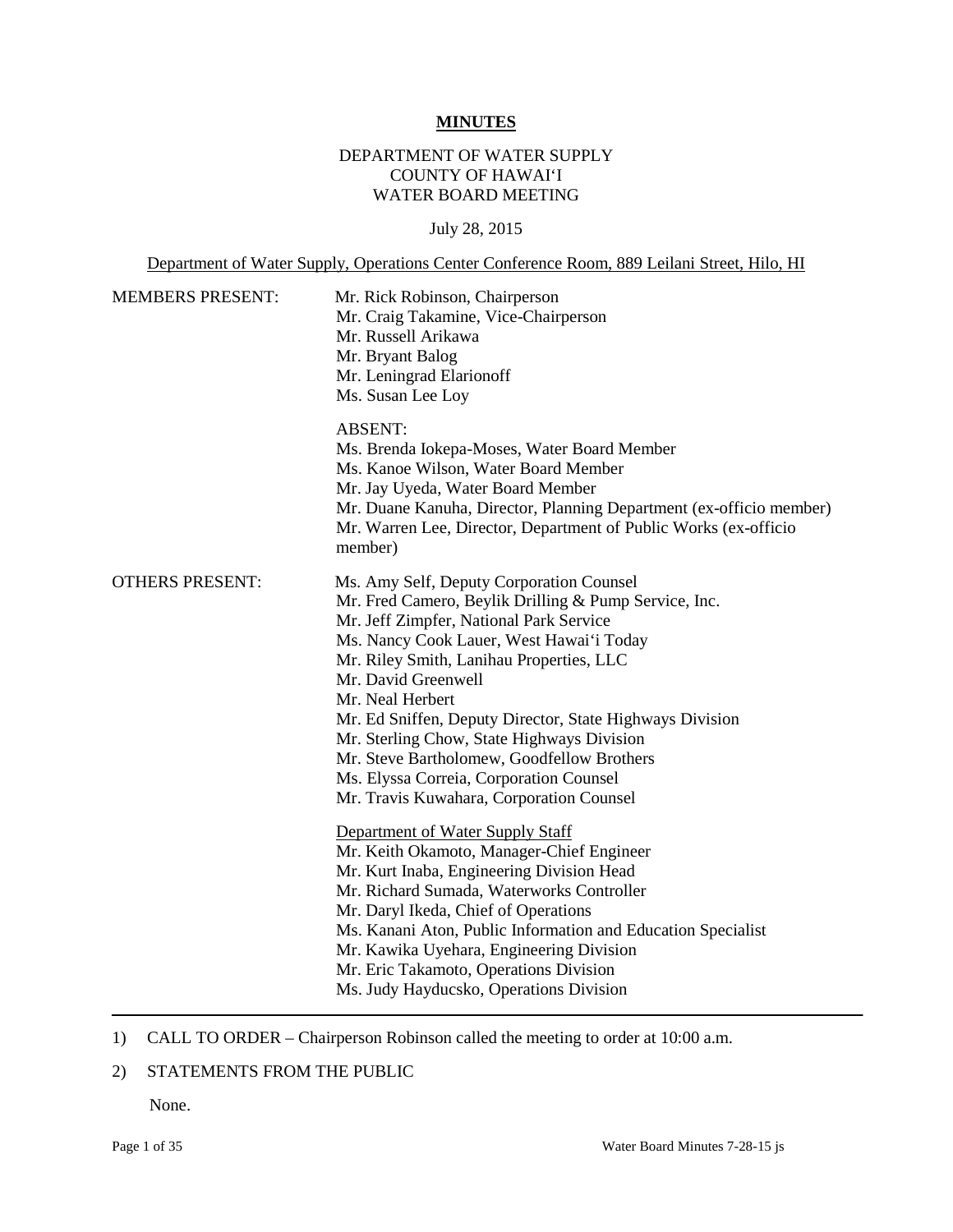**MINUTES**

DEPARTMENT OF WATER SUPPLY
COUNTY OF HAWAI'I
WATER BOARD MEETING

July 28, 2015

Department of Water Supply, Operations Center Conference Room, 889 Leilani Street, Hilo, HI

MEMBERS PRESENT:

Mr. Rick Robinson, Chairperson
Mr. Craig Takamine, Vice-Chairperson
Mr. Russell Arikawa
Mr. Bryant Balog
Mr. Leningrad Elarionoff
Ms. Susan Lee Loy

ABSENT:
Ms. Brenda Iokepa-Moses, Water Board Member
Ms. Kanoe Wilson, Water Board Member
Mr. Jay Uyeda, Water Board Member
Mr. Duane Kanuha, Director, Planning Department (ex-officio member)
Mr. Warren Lee, Director, Department of Public Works (ex-officio member)

OTHERS PRESENT:

Ms. Amy Self, Deputy Corporation Counsel
Mr. Fred Camero, Beylik Drilling & Pump Service, Inc.
Mr. Jeff Zimpfer, National Park Service
Ms. Nancy Cook Lauer, West Hawai'i Today
Mr. Riley Smith, Lanihau Properties, LLC
Mr. David Greenwell
Mr. Neal Herbert
Mr. Ed Sniffen, Deputy Director, State Highways Division
Mr. Sterling Chow, State Highways Division
Mr. Steve Bartholomew, Goodfellow Brothers
Ms. Elyssa Correia, Corporation Counsel
Mr. Travis Kuwahara, Corporation Counsel

Department of Water Supply Staff
Mr. Keith Okamoto, Manager-Chief Engineer
Mr. Kurt Inaba, Engineering Division Head
Mr. Richard Sumada, Waterworks Controller
Mr. Daryl Ikeda, Chief of Operations
Ms. Kanani Aton, Public Information and Education Specialist
Mr. Kawika Uyehara, Engineering Division
Mr. Eric Takamoto, Operations Division
Ms. Judy Hayducsko, Operations Division

---

1) CALL TO ORDER – Chairperson Robinson called the meeting to order at 10:00 a.m.

2) STATEMENTS FROM THE PUBLIC

None.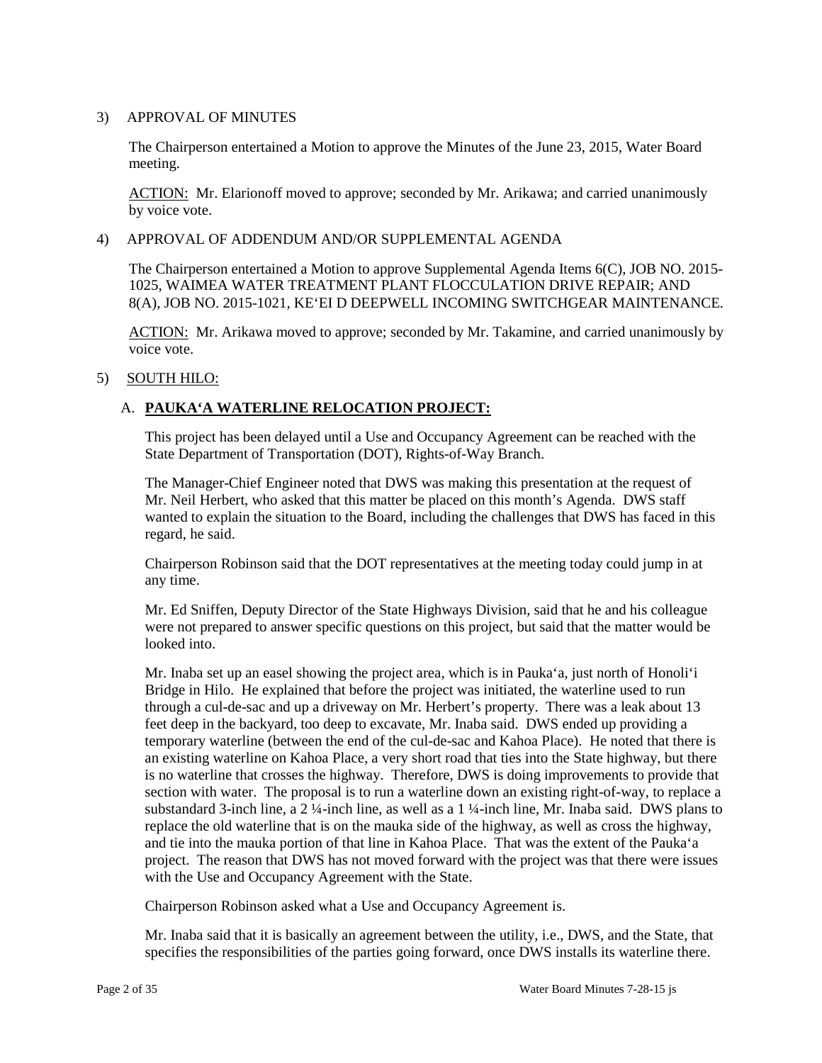3) APPROVAL OF MINUTES

The Chairperson entertained a Motion to approve the Minutes of the June 23, 2015, Water Board meeting.

ACTION: Mr. Elarionoff moved to approve; seconded by Mr. Arikawa; and carried unanimously by voice vote.

4) APPROVAL OF ADDENDUM AND/OR SUPPLEMENTAL AGENDA

The Chairperson entertained a Motion to approve Supplemental Agenda Items 6(C), JOB NO. 2015-1025, WAIMEA WATER TREATMENT PLANT FLOCCULATION DRIVE REPAIR; AND 8(A), JOB NO. 2015-1021, KE'EI D DEEPWELL INCOMING SWITCHGEAR MAINTENANCE.

ACTION: Mr. Arikawa moved to approve; seconded by Mr. Takamine, and carried unanimously by voice vote.

5) SOUTH HILO:

A. **PAUKA'A WATERLINE RELOCATION PROJECT:**

This project has been delayed until a Use and Occupancy Agreement can be reached with the State Department of Transportation (DOT), Rights-of-Way Branch.

The Manager-Chief Engineer noted that DWS was making this presentation at the request of Mr. Neil Herbert, who asked that this matter be placed on this month's Agenda. DWS staff wanted to explain the situation to the Board, including the challenges that DWS has faced in this regard, he said.

Chairperson Robinson said that the DOT representatives at the meeting today could jump in at any time.

Mr. Ed Sniffen, Deputy Director of the State Highways Division, said that he and his colleague were not prepared to answer specific questions on this project, but said that the matter would be looked into.

Mr. Inaba set up an easel showing the project area, which is in Pauka'a, just north of Honoli'i Bridge in Hilo. He explained that before the project was initiated, the waterline used to run through a cul-de-sac and up a driveway on Mr. Herbert's property. There was a leak about 13 feet deep in the backyard, too deep to excavate, Mr. Inaba said. DWS ended up providing a temporary waterline (between the end of the cul-de-sac and Kahoa Place). He noted that there is an existing waterline on Kahoa Place, a very short road that ties into the State highway, but there is no waterline that crosses the highway. Therefore, DWS is doing improvements to provide that section with water. The proposal is to run a waterline down an existing right-of-way, to replace a substandard 3-inch line, a 2 ¼-inch line, as well as a 1 ¼-inch line, Mr. Inaba said. DWS plans to replace the old waterline that is on the mauka side of the highway, as well as cross the highway, and tie into the mauka portion of that line in Kahoa Place. That was the extent of the Pauka'a project. The reason that DWS has not moved forward with the project was that there were issues with the Use and Occupancy Agreement with the State.

Chairperson Robinson asked what a Use and Occupancy Agreement is.

Mr. Inaba said that it is basically an agreement between the utility, i.e., DWS, and the State, that specifies the responsibilities of the parties going forward, once DWS installs its waterline there.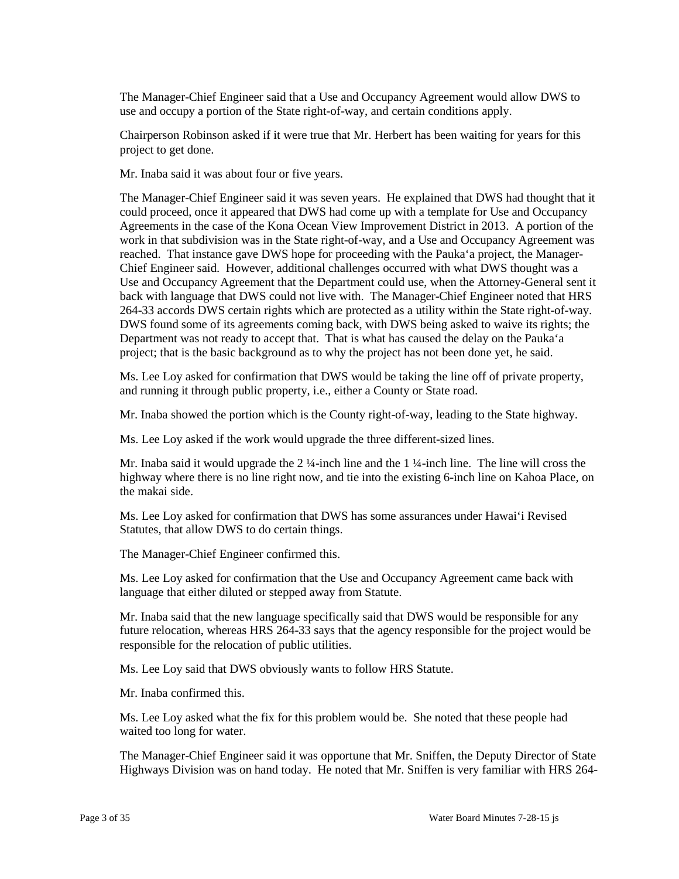The Manager-Chief Engineer said that a Use and Occupancy Agreement would allow DWS to use and occupy a portion of the State right-of-way, and certain conditions apply.

Chairperson Robinson asked if it were true that Mr. Herbert has been waiting for years for this project to get done.

Mr. Inaba said it was about four or five years.

The Manager-Chief Engineer said it was seven years. He explained that DWS had thought that it could proceed, once it appeared that DWS had come up with a template for Use and Occupancy Agreements in the case of the Kona Ocean View Improvement District in 2013. A portion of the work in that subdivision was in the State right-of-way, and a Use and Occupancy Agreement was reached. That instance gave DWS hope for proceeding with the Pauka'a project, the Manager-Chief Engineer said. However, additional challenges occurred with what DWS thought was a Use and Occupancy Agreement that the Department could use, when the Attorney-General sent it back with language that DWS could not live with. The Manager-Chief Engineer noted that HRS 264-33 accords DWS certain rights which are protected as a utility within the State right-of-way. DWS found some of its agreements coming back, with DWS being asked to waive its rights; the Department was not ready to accept that. That is what has caused the delay on the Pauka'a project; that is the basic background as to why the project has not been done yet, he said.

Ms. Lee Loy asked for confirmation that DWS would be taking the line off of private property, and running it through public property, i.e., either a County or State road.

Mr. Inaba showed the portion which is the County right-of-way, leading to the State highway.

Ms. Lee Loy asked if the work would upgrade the three different-sized lines.

Mr. Inaba said it would upgrade the 2 ¼-inch line and the 1 ¼-inch line. The line will cross the highway where there is no line right now, and tie into the existing 6-inch line on Kahoa Place, on the makai side.

Ms. Lee Loy asked for confirmation that DWS has some assurances under Hawai'i Revised Statutes, that allow DWS to do certain things.

The Manager-Chief Engineer confirmed this.

Ms. Lee Loy asked for confirmation that the Use and Occupancy Agreement came back with language that either diluted or stepped away from Statute.

Mr. Inaba said that the new language specifically said that DWS would be responsible for any future relocation, whereas HRS 264-33 says that the agency responsible for the project would be responsible for the relocation of public utilities.

Ms. Lee Loy said that DWS obviously wants to follow HRS Statute.

Mr. Inaba confirmed this.

Ms. Lee Loy asked what the fix for this problem would be. She noted that these people had waited too long for water.

The Manager-Chief Engineer said it was opportune that Mr. Sniffen, the Deputy Director of State Highways Division was on hand today. He noted that Mr. Sniffen is very familiar with HRS 264-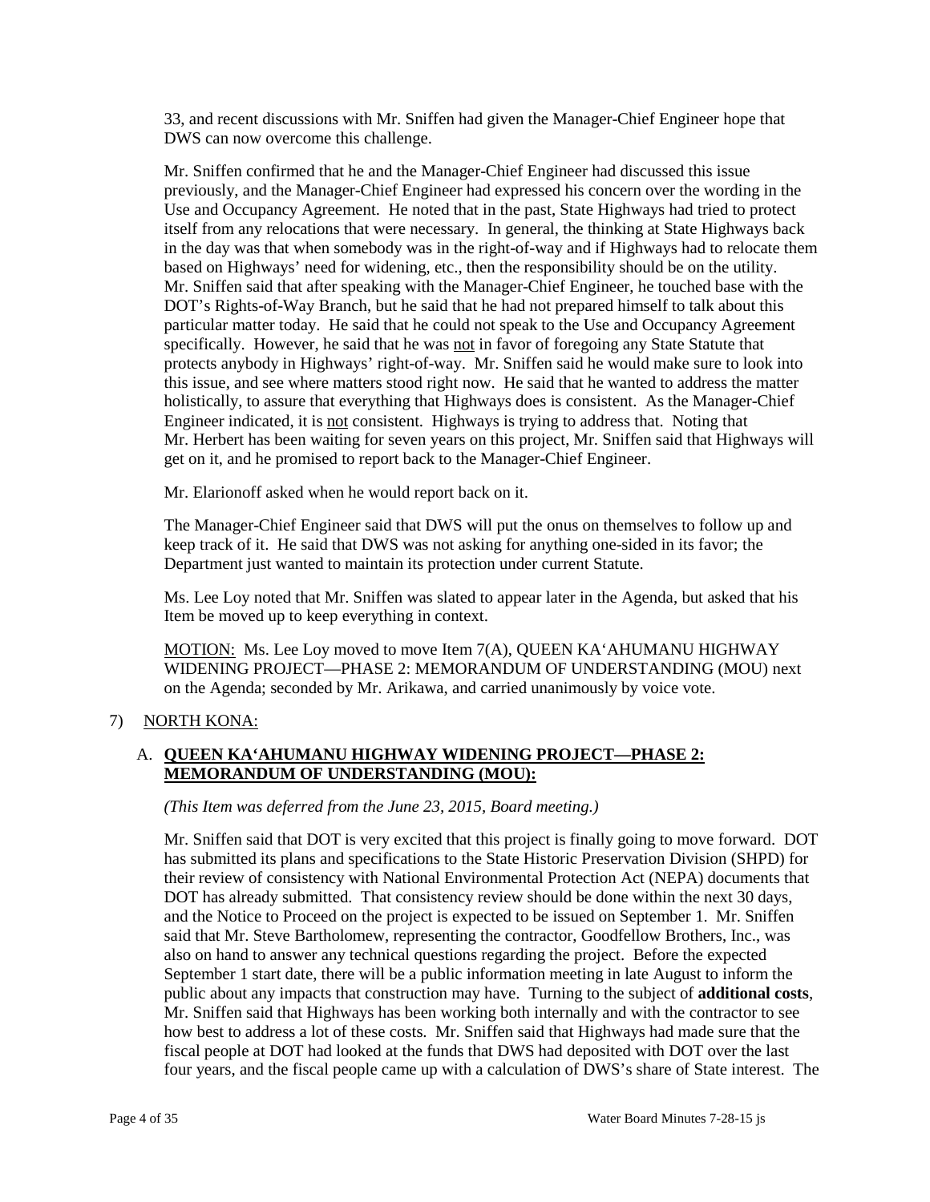33, and recent discussions with Mr. Sniffen had given the Manager-Chief Engineer hope that DWS can now overcome this challenge.

Mr. Sniffen confirmed that he and the Manager-Chief Engineer had discussed this issue previously, and the Manager-Chief Engineer had expressed his concern over the wording in the Use and Occupancy Agreement. He noted that in the past, State Highways had tried to protect itself from any relocations that were necessary. In general, the thinking at State Highways back in the day was that when somebody was in the right-of-way and if Highways had to relocate them based on Highways' need for widening, etc., then the responsibility should be on the utility. Mr. Sniffen said that after speaking with the Manager-Chief Engineer, he touched base with the DOT's Rights-of-Way Branch, but he said that he had not prepared himself to talk about this particular matter today. He said that he could not speak to the Use and Occupancy Agreement specifically. However, he said that he was <u>not</u> in favor of foregoing any State Statute that protects anybody in Highways' right-of-way. Mr. Sniffen said he would make sure to look into this issue, and see where matters stood right now. He said that he wanted to address the matter holistically, to assure that everything that Highways does is consistent. As the Manager-Chief Engineer indicated, it is <u>not</u> consistent. Highways is trying to address that. Noting that Mr. Herbert has been waiting for seven years on this project, Mr. Sniffen said that Highways will get on it, and he promised to report back to the Manager-Chief Engineer.

Mr. Elarionoff asked when he would report back on it.

The Manager-Chief Engineer said that DWS will put the onus on themselves to follow up and keep track of it. He said that DWS was not asking for anything one-sided in its favor; the Department just wanted to maintain its protection under current Statute.

Ms. Lee Loy noted that Mr. Sniffen was slated to appear later in the Agenda, but asked that his Item be moved up to keep everything in context.

<u>MOTION:</u> Ms. Lee Loy moved to move Item 7(A), QUEEN KA'AHUMANU HIGHWAY WIDENING PROJECT—PHASE 2: MEMORANDUM OF UNDERSTANDING (MOU) next on the Agenda; seconded by Mr. Arikawa, and carried unanimously by voice vote.

7) <u>NORTH KONA:</u>

A. **<u>QUEEN KA'AHUMANU HIGHWAY WIDENING PROJECT—PHASE 2: MEMORANDUM OF UNDERSTANDING (MOU):</u>**

*(This Item was deferred from the June 23, 2015, Board meeting.)*

Mr. Sniffen said that DOT is very excited that this project is finally going to move forward. DOT has submitted its plans and specifications to the State Historic Preservation Division (SHPD) for their review of consistency with National Environmental Protection Act (NEPA) documents that DOT has already submitted. That consistency review should be done within the next 30 days, and the Notice to Proceed on the project is expected to be issued on September 1. Mr. Sniffen said that Mr. Steve Bartholomew, representing the contractor, Goodfellow Brothers, Inc., was also on hand to answer any technical questions regarding the project. Before the expected September 1 start date, there will be a public information meeting in late August to inform the public about any impacts that construction may have. Turning to the subject of **additional costs**, Mr. Sniffen said that Highways has been working both internally and with the contractor to see how best to address a lot of these costs. Mr. Sniffen said that Highways had made sure that the fiscal people at DOT had looked at the funds that DWS had deposited with DOT over the last four years, and the fiscal people came up with a calculation of DWS's share of State interest. The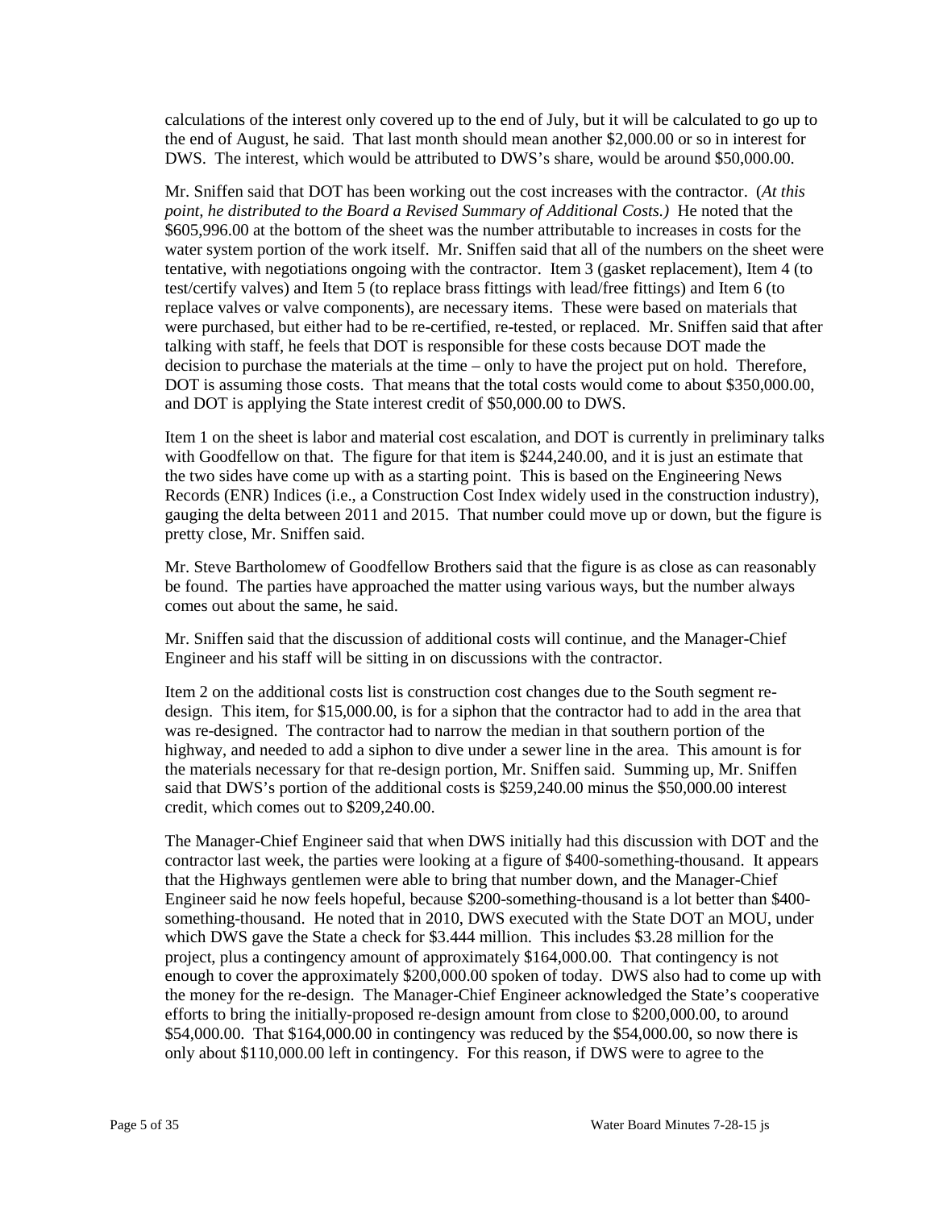calculations of the interest only covered up to the end of July, but it will be calculated to go up to the end of August, he said. That last month should mean another $2,000.00 or so in interest for DWS. The interest, which would be attributed to DWS's share, would be around $50,000.00.

Mr. Sniffen said that DOT has been working out the cost increases with the contractor. (*At this point, he distributed to the Board a Revised Summary of Additional Costs.)* He noted that the $605,996.00 at the bottom of the sheet was the number attributable to increases in costs for the water system portion of the work itself. Mr. Sniffen said that all of the numbers on the sheet were tentative, with negotiations ongoing with the contractor. Item 3 (gasket replacement), Item 4 (to test/certify valves) and Item 5 (to replace brass fittings with lead/free fittings) and Item 6 (to replace valves or valve components), are necessary items. These were based on materials that were purchased, but either had to be re-certified, re-tested, or replaced. Mr. Sniffen said that after talking with staff, he feels that DOT is responsible for these costs because DOT made the decision to purchase the materials at the time – only to have the project put on hold. Therefore, DOT is assuming those costs. That means that the total costs would come to about $350,000.00, and DOT is applying the State interest credit of $50,000.00 to DWS.

Item 1 on the sheet is labor and material cost escalation, and DOT is currently in preliminary talks with Goodfellow on that. The figure for that item is $244,240.00, and it is just an estimate that the two sides have come up with as a starting point. This is based on the Engineering News Records (ENR) Indices (i.e., a Construction Cost Index widely used in the construction industry), gauging the delta between 2011 and 2015. That number could move up or down, but the figure is pretty close, Mr. Sniffen said.

Mr. Steve Bartholomew of Goodfellow Brothers said that the figure is as close as can reasonably be found. The parties have approached the matter using various ways, but the number always comes out about the same, he said.

Mr. Sniffen said that the discussion of additional costs will continue, and the Manager-Chief Engineer and his staff will be sitting in on discussions with the contractor.

Item 2 on the additional costs list is construction cost changes due to the South segment re-design. This item, for $15,000.00, is for a siphon that the contractor had to add in the area that was re-designed. The contractor had to narrow the median in that southern portion of the highway, and needed to add a siphon to dive under a sewer line in the area. This amount is for the materials necessary for that re-design portion, Mr. Sniffen said. Summing up, Mr. Sniffen said that DWS's portion of the additional costs is $259,240.00 minus the $50,000.00 interest credit, which comes out to $209,240.00.

The Manager-Chief Engineer said that when DWS initially had this discussion with DOT and the contractor last week, the parties were looking at a figure of $400-something-thousand. It appears that the Highways gentlemen were able to bring that number down, and the Manager-Chief Engineer said he now feels hopeful, because $200-something-thousand is a lot better than $400-something-thousand. He noted that in 2010, DWS executed with the State DOT an MOU, under which DWS gave the State a check for $3.444 million. This includes $3.28 million for the project, plus a contingency amount of approximately $164,000.00. That contingency is not enough to cover the approximately $200,000.00 spoken of today. DWS also had to come up with the money for the re-design. The Manager-Chief Engineer acknowledged the State's cooperative efforts to bring the initially-proposed re-design amount from close to $200,000.00, to around $54,000.00. That $164,000.00 in contingency was reduced by the $54,000.00, so now there is only about $110,000.00 left in contingency. For this reason, if DWS were to agree to the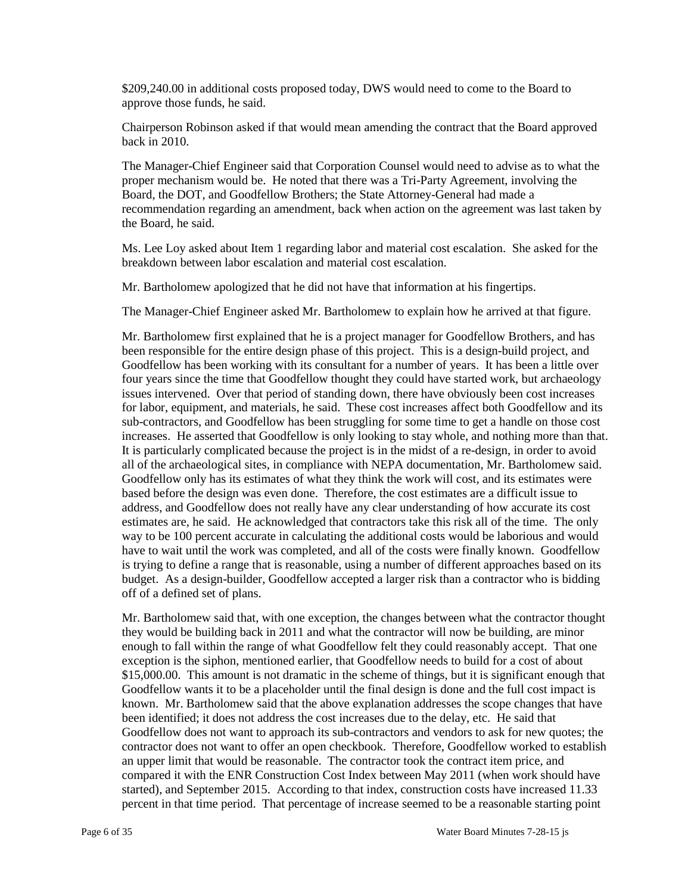$209,240.00 in additional costs proposed today, DWS would need to come to the Board to approve those funds, he said.

Chairperson Robinson asked if that would mean amending the contract that the Board approved back in 2010.

The Manager-Chief Engineer said that Corporation Counsel would need to advise as to what the proper mechanism would be. He noted that there was a Tri-Party Agreement, involving the Board, the DOT, and Goodfellow Brothers; the State Attorney-General had made a recommendation regarding an amendment, back when action on the agreement was last taken by the Board, he said.

Ms. Lee Loy asked about Item 1 regarding labor and material cost escalation. She asked for the breakdown between labor escalation and material cost escalation.

Mr. Bartholomew apologized that he did not have that information at his fingertips.

The Manager-Chief Engineer asked Mr. Bartholomew to explain how he arrived at that figure.

Mr. Bartholomew first explained that he is a project manager for Goodfellow Brothers, and has been responsible for the entire design phase of this project. This is a design-build project, and Goodfellow has been working with its consultant for a number of years. It has been a little over four years since the time that Goodfellow thought they could have started work, but archaeology issues intervened. Over that period of standing down, there have obviously been cost increases for labor, equipment, and materials, he said. These cost increases affect both Goodfellow and its sub-contractors, and Goodfellow has been struggling for some time to get a handle on those cost increases. He asserted that Goodfellow is only looking to stay whole, and nothing more than that. It is particularly complicated because the project is in the midst of a re-design, in order to avoid all of the archaeological sites, in compliance with NEPA documentation, Mr. Bartholomew said. Goodfellow only has its estimates of what they think the work will cost, and its estimates were based before the design was even done. Therefore, the cost estimates are a difficult issue to address, and Goodfellow does not really have any clear understanding of how accurate its cost estimates are, he said. He acknowledged that contractors take this risk all of the time. The only way to be 100 percent accurate in calculating the additional costs would be laborious and would have to wait until the work was completed, and all of the costs were finally known. Goodfellow is trying to define a range that is reasonable, using a number of different approaches based on its budget. As a design-builder, Goodfellow accepted a larger risk than a contractor who is bidding off of a defined set of plans.

Mr. Bartholomew said that, with one exception, the changes between what the contractor thought they would be building back in 2011 and what the contractor will now be building, are minor enough to fall within the range of what Goodfellow felt they could reasonably accept. That one exception is the siphon, mentioned earlier, that Goodfellow needs to build for a cost of about $15,000.00. This amount is not dramatic in the scheme of things, but it is significant enough that Goodfellow wants it to be a placeholder until the final design is done and the full cost impact is known. Mr. Bartholomew said that the above explanation addresses the scope changes that have been identified; it does not address the cost increases due to the delay, etc. He said that Goodfellow does not want to approach its sub-contractors and vendors to ask for new quotes; the contractor does not want to offer an open checkbook. Therefore, Goodfellow worked to establish an upper limit that would be reasonable. The contractor took the contract item price, and compared it with the ENR Construction Cost Index between May 2011 (when work should have started), and September 2015. According to that index, construction costs have increased 11.33 percent in that time period. That percentage of increase seemed to be a reasonable starting point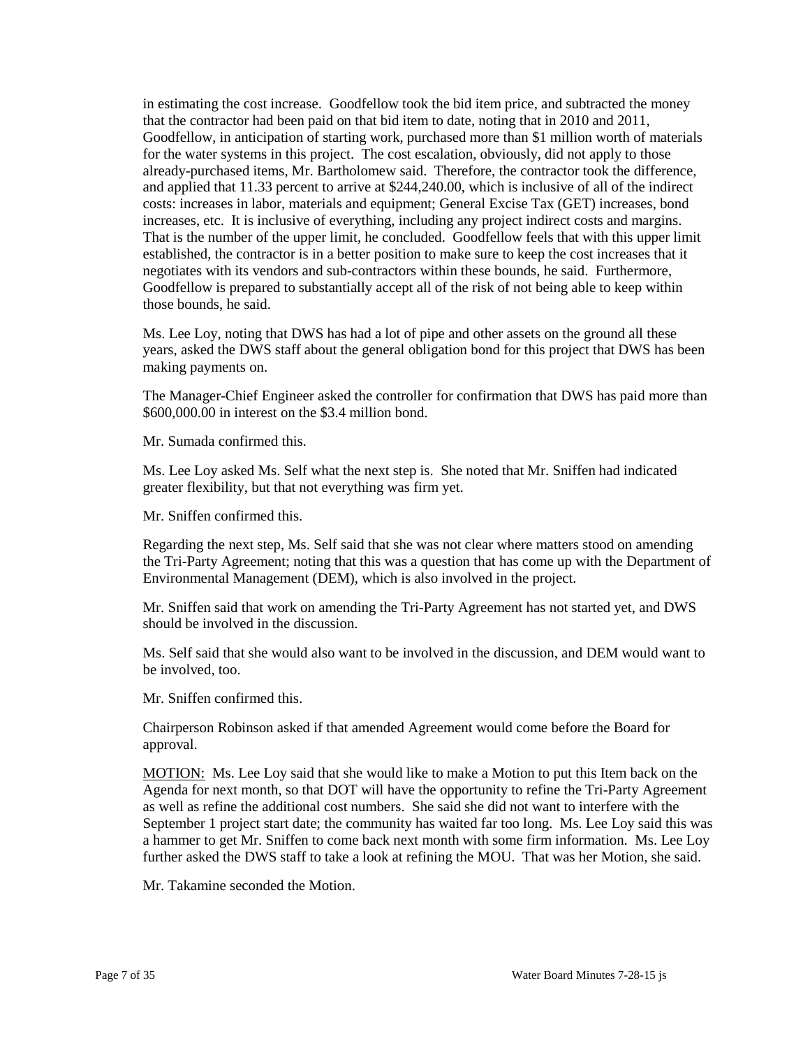in estimating the cost increase. Goodfellow took the bid item price, and subtracted the money that the contractor had been paid on that bid item to date, noting that in 2010 and 2011, Goodfellow, in anticipation of starting work, purchased more than $1 million worth of materials for the water systems in this project. The cost escalation, obviously, did not apply to those already-purchased items, Mr. Bartholomew said. Therefore, the contractor took the difference, and applied that 11.33 percent to arrive at $244,240.00, which is inclusive of all of the indirect costs: increases in labor, materials and equipment; General Excise Tax (GET) increases, bond increases, etc. It is inclusive of everything, including any project indirect costs and margins. That is the number of the upper limit, he concluded. Goodfellow feels that with this upper limit established, the contractor is in a better position to make sure to keep the cost increases that it negotiates with its vendors and sub-contractors within these bounds, he said. Furthermore, Goodfellow is prepared to substantially accept all of the risk of not being able to keep within those bounds, he said.

Ms. Lee Loy, noting that DWS has had a lot of pipe and other assets on the ground all these years, asked the DWS staff about the general obligation bond for this project that DWS has been making payments on.

The Manager-Chief Engineer asked the controller for confirmation that DWS has paid more than $600,000.00 in interest on the $3.4 million bond.

Mr. Sumada confirmed this.

Ms. Lee Loy asked Ms. Self what the next step is. She noted that Mr. Sniffen had indicated greater flexibility, but that not everything was firm yet.

Mr. Sniffen confirmed this.

Regarding the next step, Ms. Self said that she was not clear where matters stood on amending the Tri-Party Agreement; noting that this was a question that has come up with the Department of Environmental Management (DEM), which is also involved in the project.

Mr. Sniffen said that work on amending the Tri-Party Agreement has not started yet, and DWS should be involved in the discussion.

Ms. Self said that she would also want to be involved in the discussion, and DEM would want to be involved, too.

Mr. Sniffen confirmed this.

Chairperson Robinson asked if that amended Agreement would come before the Board for approval.

MOTION: Ms. Lee Loy said that she would like to make a Motion to put this Item back on the Agenda for next month, so that DOT will have the opportunity to refine the Tri-Party Agreement as well as refine the additional cost numbers. She said she did not want to interfere with the September 1 project start date; the community has waited far too long. Ms. Lee Loy said this was a hammer to get Mr. Sniffen to come back next month with some firm information. Ms. Lee Loy further asked the DWS staff to take a look at refining the MOU. That was her Motion, she said.

Mr. Takamine seconded the Motion.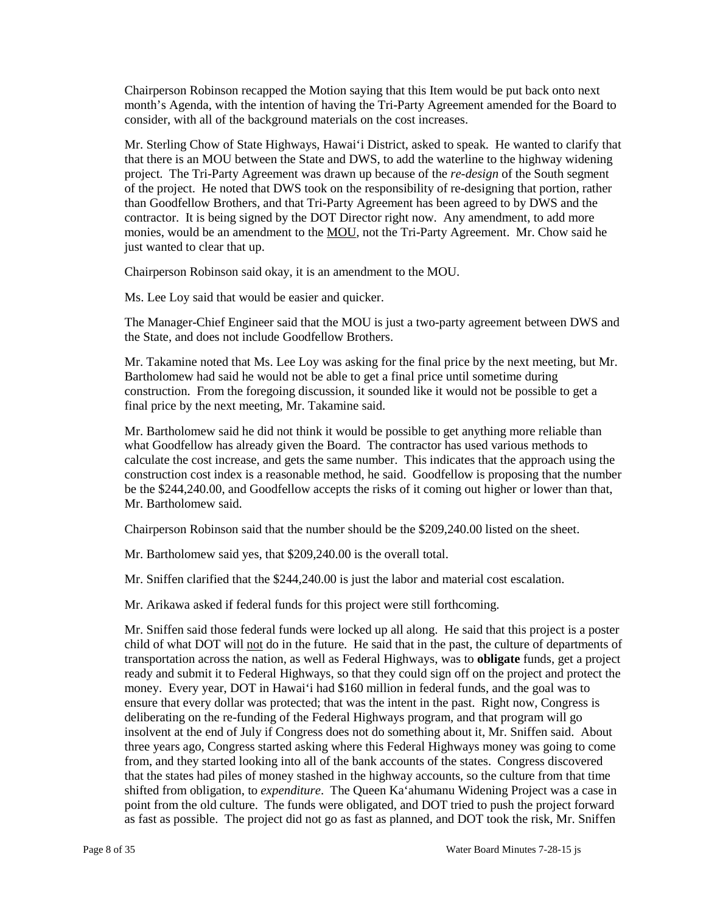Chairperson Robinson recapped the Motion saying that this Item would be put back onto next month's Agenda, with the intention of having the Tri-Party Agreement amended for the Board to consider, with all of the background materials on the cost increases.

Mr. Sterling Chow of State Highways, Hawai'i District, asked to speak. He wanted to clarify that that there is an MOU between the State and DWS, to add the waterline to the highway widening project. The Tri-Party Agreement was drawn up because of the *re-design* of the South segment of the project. He noted that DWS took on the responsibility of re-designing that portion, rather than Goodfellow Brothers, and that Tri-Party Agreement has been agreed to by DWS and the contractor. It is being signed by the DOT Director right now. Any amendment, to add more monies, would be an amendment to the <u>MOU</u>, not the Tri-Party Agreement. Mr. Chow said he just wanted to clear that up.

Chairperson Robinson said okay, it is an amendment to the MOU.

Ms. Lee Loy said that would be easier and quicker.

The Manager-Chief Engineer said that the MOU is just a two-party agreement between DWS and the State, and does not include Goodfellow Brothers.

Mr. Takamine noted that Ms. Lee Loy was asking for the final price by the next meeting, but Mr. Bartholomew had said he would not be able to get a final price until sometime during construction. From the foregoing discussion, it sounded like it would not be possible to get a final price by the next meeting, Mr. Takamine said.

Mr. Bartholomew said he did not think it would be possible to get anything more reliable than what Goodfellow has already given the Board. The contractor has used various methods to calculate the cost increase, and gets the same number. This indicates that the approach using the construction cost index is a reasonable method, he said. Goodfellow is proposing that the number be the $244,240.00, and Goodfellow accepts the risks of it coming out higher or lower than that, Mr. Bartholomew said.

Chairperson Robinson said that the number should be the $209,240.00 listed on the sheet.

Mr. Bartholomew said yes, that $209,240.00 is the overall total.

Mr. Sniffen clarified that the $244,240.00 is just the labor and material cost escalation.

Mr. Arikawa asked if federal funds for this project were still forthcoming.

Mr. Sniffen said those federal funds were locked up all along. He said that this project is a poster child of what DOT will <u>not</u> do in the future. He said that in the past, the culture of departments of transportation across the nation, as well as Federal Highways, was to **obligate** funds, get a project ready and submit it to Federal Highways, so that they could sign off on the project and protect the money. Every year, DOT in Hawai'i had $160 million in federal funds, and the goal was to ensure that every dollar was protected; that was the intent in the past. Right now, Congress is deliberating on the re-funding of the Federal Highways program, and that program will go insolvent at the end of July if Congress does not do something about it, Mr. Sniffen said. About three years ago, Congress started asking where this Federal Highways money was going to come from, and they started looking into all of the bank accounts of the states. Congress discovered that the states had piles of money stashed in the highway accounts, so the culture from that time shifted from obligation, to *expenditure*. The Queen Ka'ahumanu Widening Project was a case in point from the old culture. The funds were obligated, and DOT tried to push the project forward as fast as possible. The project did not go as fast as planned, and DOT took the risk, Mr. Sniffen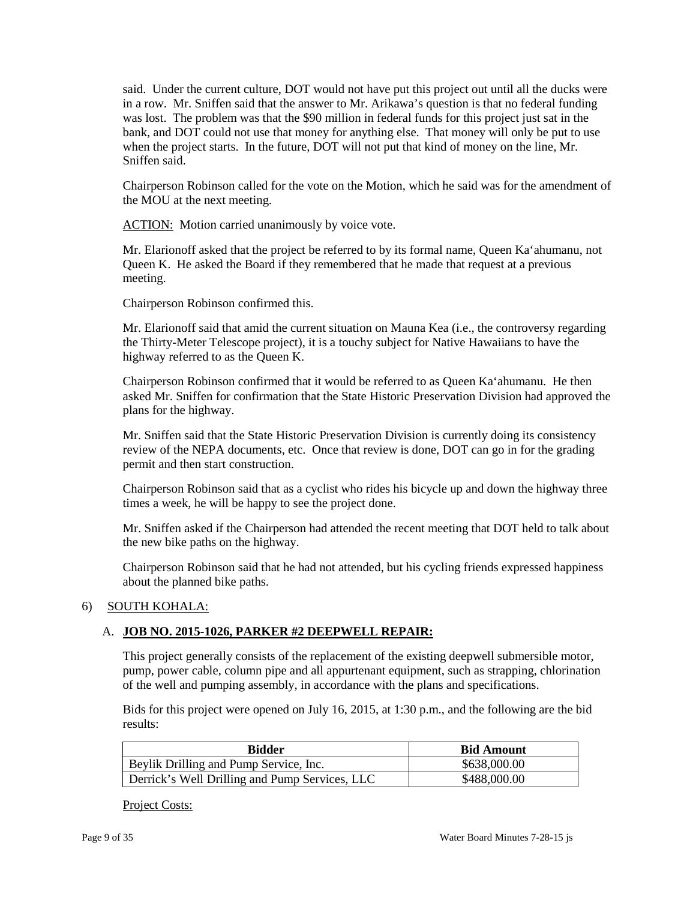said. Under the current culture, DOT would not have put this project out until all the ducks were in a row. Mr. Sniffen said that the answer to Mr. Arikawa's question is that no federal funding was lost. The problem was that the $90 million in federal funds for this project just sat in the bank, and DOT could not use that money for anything else. That money will only be put to use when the project starts. In the future, DOT will not put that kind of money on the line, Mr. Sniffen said.

Chairperson Robinson called for the vote on the Motion, which he said was for the amendment of the MOU at the next meeting.

ACTION: Motion carried unanimously by voice vote.

Mr. Elarionoff asked that the project be referred to by its formal name, Queen Ka'ahumanu, not Queen K. He asked the Board if they remembered that he made that request at a previous meeting.

Chairperson Robinson confirmed this.

Mr. Elarionoff said that amid the current situation on Mauna Kea (i.e., the controversy regarding the Thirty-Meter Telescope project), it is a touchy subject for Native Hawaiians to have the highway referred to as the Queen K.

Chairperson Robinson confirmed that it would be referred to as Queen Ka'ahumanu. He then asked Mr. Sniffen for confirmation that the State Historic Preservation Division had approved the plans for the highway.

Mr. Sniffen said that the State Historic Preservation Division is currently doing its consistency review of the NEPA documents, etc. Once that review is done, DOT can go in for the grading permit and then start construction.

Chairperson Robinson said that as a cyclist who rides his bicycle up and down the highway three times a week, he will be happy to see the project done.

Mr. Sniffen asked if the Chairperson had attended the recent meeting that DOT held to talk about the new bike paths on the highway.

Chairperson Robinson said that he had not attended, but his cycling friends expressed happiness about the planned bike paths.

6) SOUTH KOHALA:

A. **JOB NO. 2015-1026, PARKER #2 DEEPWELL REPAIR:**

This project generally consists of the replacement of the existing deepwell submersible motor, pump, power cable, column pipe and all appurtenant equipment, such as strapping, chlorination of the well and pumping assembly, in accordance with the plans and specifications.

Bids for this project were opened on July 16, 2015, at 1:30 p.m., and the following are the bid results:

| Bidder | Bid Amount |
|---|---|
| Beylik Drilling and Pump Service, Inc. | $638,000.00 |
| Derrick's Well Drilling and Pump Services, LLC | $488,000.00 |

Project Costs: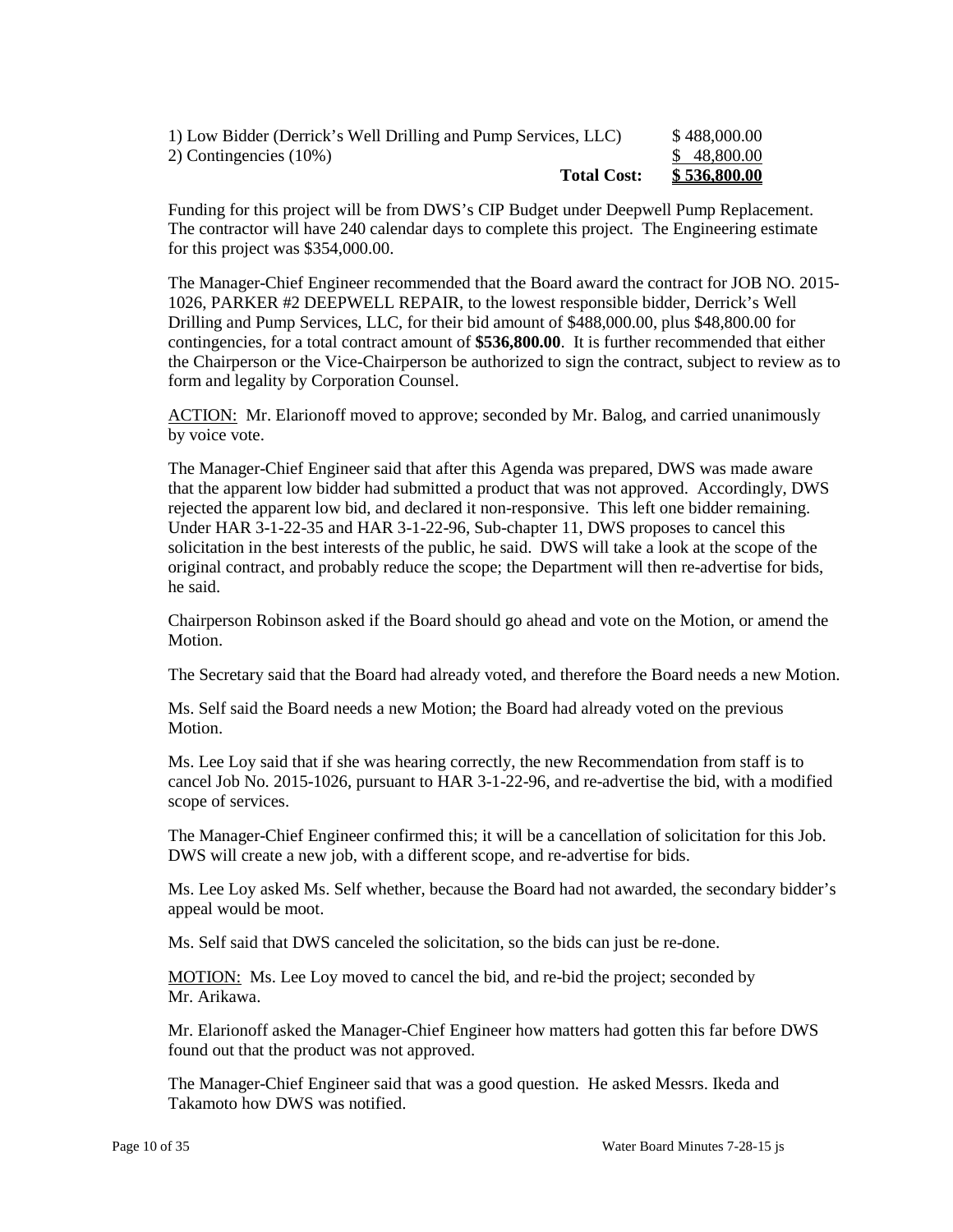| | |
|---|---|
| 1) Low Bidder (Derrick's Well Drilling and Pump Services, LLC) | $ 488,000.00 |
| 2) Contingencies (10%) | $ 48,800.00 |
| **Total Cost:** | **$ 536,800.00** |

Funding for this project will be from DWS's CIP Budget under Deepwell Pump Replacement. The contractor will have 240 calendar days to complete this project. The Engineering estimate for this project was $354,000.00.

The Manager-Chief Engineer recommended that the Board award the contract for JOB NO. 2015-1026, PARKER #2 DEEPWELL REPAIR, to the lowest responsible bidder, Derrick's Well Drilling and Pump Services, LLC, for their bid amount of $488,000.00, plus $48,800.00 for contingencies, for a total contract amount of **$536,800.00**. It is further recommended that either the Chairperson or the Vice-Chairperson be authorized to sign the contract, subject to review as to form and legality by Corporation Counsel.

ACTION: Mr. Elarionoff moved to approve; seconded by Mr. Balog, and carried unanimously by voice vote.

The Manager-Chief Engineer said that after this Agenda was prepared, DWS was made aware that the apparent low bidder had submitted a product that was not approved. Accordingly, DWS rejected the apparent low bid, and declared it non-responsive. This left one bidder remaining. Under HAR 3-1-22-35 and HAR 3-1-22-96, Sub-chapter 11, DWS proposes to cancel this solicitation in the best interests of the public, he said. DWS will take a look at the scope of the original contract, and probably reduce the scope; the Department will then re-advertise for bids, he said.

Chairperson Robinson asked if the Board should go ahead and vote on the Motion, or amend the Motion.

The Secretary said that the Board had already voted, and therefore the Board needs a new Motion.

Ms. Self said the Board needs a new Motion; the Board had already voted on the previous Motion.

Ms. Lee Loy said that if she was hearing correctly, the new Recommendation from staff is to cancel Job No. 2015-1026, pursuant to HAR 3-1-22-96, and re-advertise the bid, with a modified scope of services.

The Manager-Chief Engineer confirmed this; it will be a cancellation of solicitation for this Job. DWS will create a new job, with a different scope, and re-advertise for bids.

Ms. Lee Loy asked Ms. Self whether, because the Board had not awarded, the secondary bidder's appeal would be moot.

Ms. Self said that DWS canceled the solicitation, so the bids can just be re-done.

MOTION: Ms. Lee Loy moved to cancel the bid, and re-bid the project; seconded by Mr. Arikawa.

Mr. Elarionoff asked the Manager-Chief Engineer how matters had gotten this far before DWS found out that the product was not approved.

The Manager-Chief Engineer said that was a good question. He asked Messrs. Ikeda and Takamoto how DWS was notified.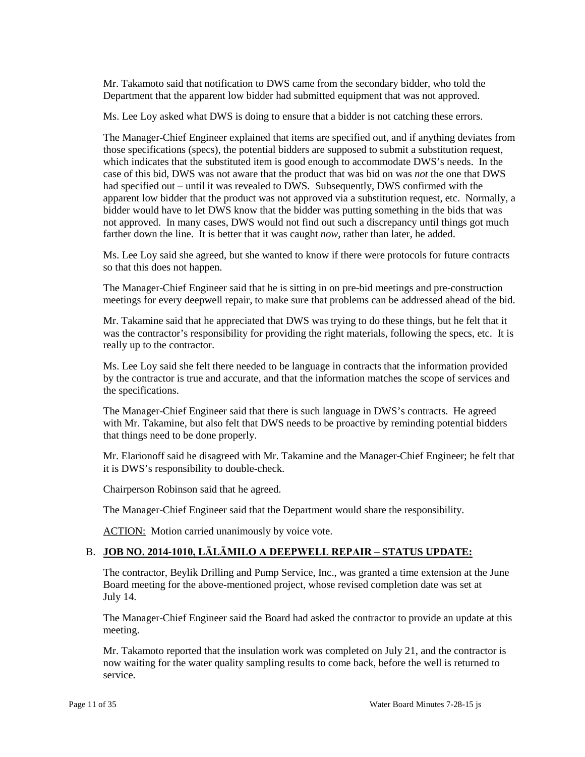Mr. Takamoto said that notification to DWS came from the secondary bidder, who told the Department that the apparent low bidder had submitted equipment that was not approved.

Ms. Lee Loy asked what DWS is doing to ensure that a bidder is not catching these errors.

The Manager-Chief Engineer explained that items are specified out, and if anything deviates from those specifications (specs), the potential bidders are supposed to submit a substitution request, which indicates that the substituted item is good enough to accommodate DWS's needs. In the case of this bid, DWS was not aware that the product that was bid on was *not* the one that DWS had specified out – until it was revealed to DWS. Subsequently, DWS confirmed with the apparent low bidder that the product was not approved via a substitution request, etc. Normally, a bidder would have to let DWS know that the bidder was putting something in the bids that was not approved. In many cases, DWS would not find out such a discrepancy until things got much farther down the line. It is better that it was caught *now*, rather than later, he added.

Ms. Lee Loy said she agreed, but she wanted to know if there were protocols for future contracts so that this does not happen.

The Manager-Chief Engineer said that he is sitting in on pre-bid meetings and pre-construction meetings for every deepwell repair, to make sure that problems can be addressed ahead of the bid.

Mr. Takamine said that he appreciated that DWS was trying to do these things, but he felt that it was the contractor's responsibility for providing the right materials, following the specs, etc. It is really up to the contractor.

Ms. Lee Loy said she felt there needed to be language in contracts that the information provided by the contractor is true and accurate, and that the information matches the scope of services and the specifications.

The Manager-Chief Engineer said that there is such language in DWS's contracts. He agreed with Mr. Takamine, but also felt that DWS needs to be proactive by reminding potential bidders that things need to be done properly.

Mr. Elarionoff said he disagreed with Mr. Takamine and the Manager-Chief Engineer; he felt that it is DWS's responsibility to double-check.

Chairperson Robinson said that he agreed.

The Manager-Chief Engineer said that the Department would share the responsibility.

ACTION: Motion carried unanimously by voice vote.

B. **JOB NO. 2014-1010, LĀLĀMILO A DEEPWELL REPAIR – STATUS UPDATE:**

The contractor, Beylik Drilling and Pump Service, Inc., was granted a time extension at the June Board meeting for the above-mentioned project, whose revised completion date was set at July 14.

The Manager-Chief Engineer said the Board had asked the contractor to provide an update at this meeting.

Mr. Takamoto reported that the insulation work was completed on July 21, and the contractor is now waiting for the water quality sampling results to come back, before the well is returned to service.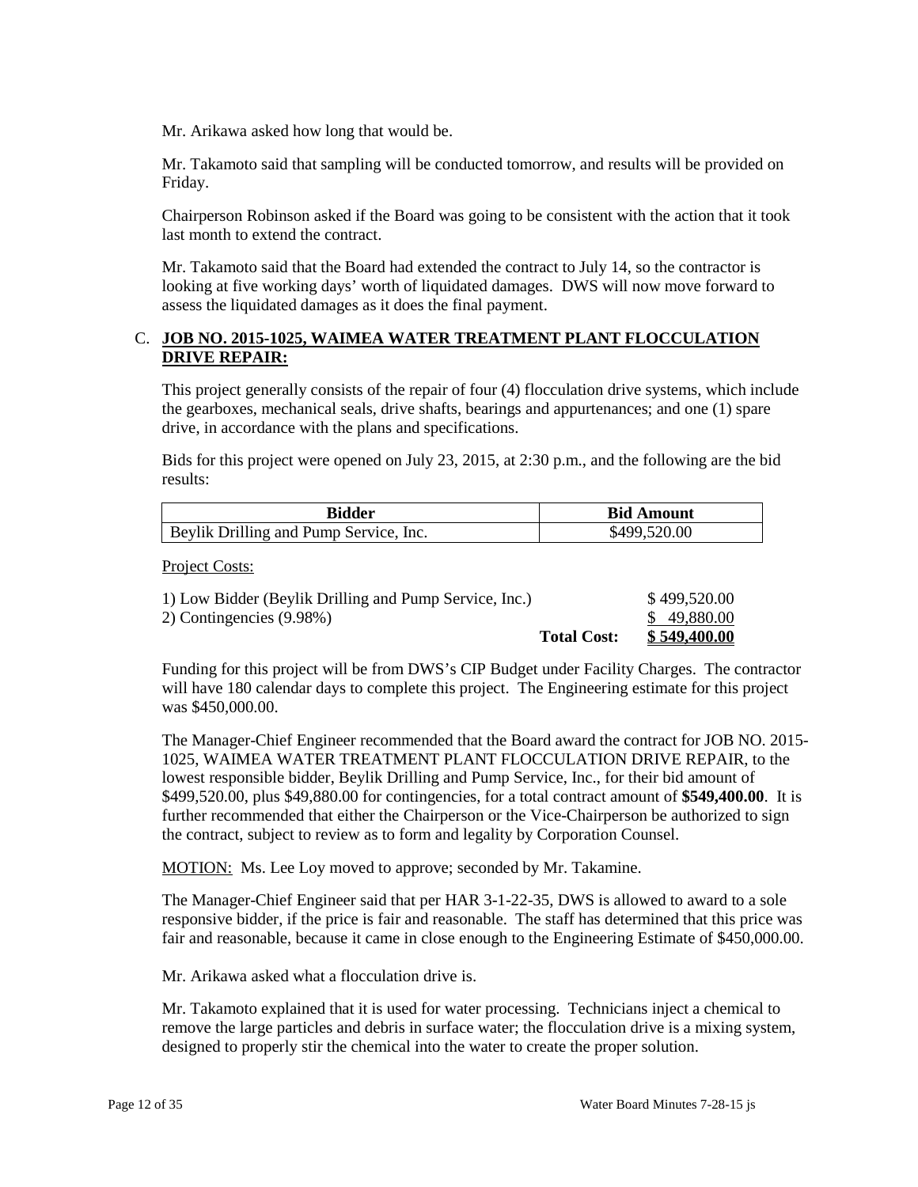Mr. Arikawa asked how long that would be.

Mr. Takamoto said that sampling will be conducted tomorrow, and results will be provided on Friday.

Chairperson Robinson asked if the Board was going to be consistent with the action that it took last month to extend the contract.

Mr. Takamoto said that the Board had extended the contract to July 14, so the contractor is looking at five working days' worth of liquidated damages. DWS will now move forward to assess the liquidated damages as it does the final payment.

C. **JOB NO. 2015-1025, WAIMEA WATER TREATMENT PLANT FLOCCULATION DRIVE REPAIR:**

This project generally consists of the repair of four (4) flocculation drive systems, which include the gearboxes, mechanical seals, drive shafts, bearings and appurtenances; and one (1) spare drive, in accordance with the plans and specifications.

Bids for this project were opened on July 23, 2015, at 2:30 p.m., and the following are the bid results:

| Bidder | Bid Amount |
| --- | --- |
| Beylik Drilling and Pump Service, Inc. | $499,520.00 |

Project Costs:

| | | |
| --- | --- | --- |
| 1) Low Bidder (Beylik Drilling and Pump Service, Inc.) | | $ 499,520.00 |
| 2) Contingencies (9.98%) | | $ 49,880.00 |
| | **Total Cost:** | **$ 549,400.00** |

Funding for this project will be from DWS's CIP Budget under Facility Charges. The contractor will have 180 calendar days to complete this project. The Engineering estimate for this project was $450,000.00.

The Manager-Chief Engineer recommended that the Board award the contract for JOB NO. 2015-1025, WAIMEA WATER TREATMENT PLANT FLOCCULATION DRIVE REPAIR, to the lowest responsible bidder, Beylik Drilling and Pump Service, Inc., for their bid amount of $499,520.00, plus $49,880.00 for contingencies, for a total contract amount of **$549,400.00**. It is further recommended that either the Chairperson or the Vice-Chairperson be authorized to sign the contract, subject to review as to form and legality by Corporation Counsel.

MOTION: Ms. Lee Loy moved to approve; seconded by Mr. Takamine.

The Manager-Chief Engineer said that per HAR 3-1-22-35, DWS is allowed to award to a sole responsive bidder, if the price is fair and reasonable. The staff has determined that this price was fair and reasonable, because it came in close enough to the Engineering Estimate of $450,000.00.

Mr. Arikawa asked what a flocculation drive is.

Mr. Takamoto explained that it is used for water processing. Technicians inject a chemical to remove the large particles and debris in surface water; the flocculation drive is a mixing system, designed to properly stir the chemical into the water to create the proper solution.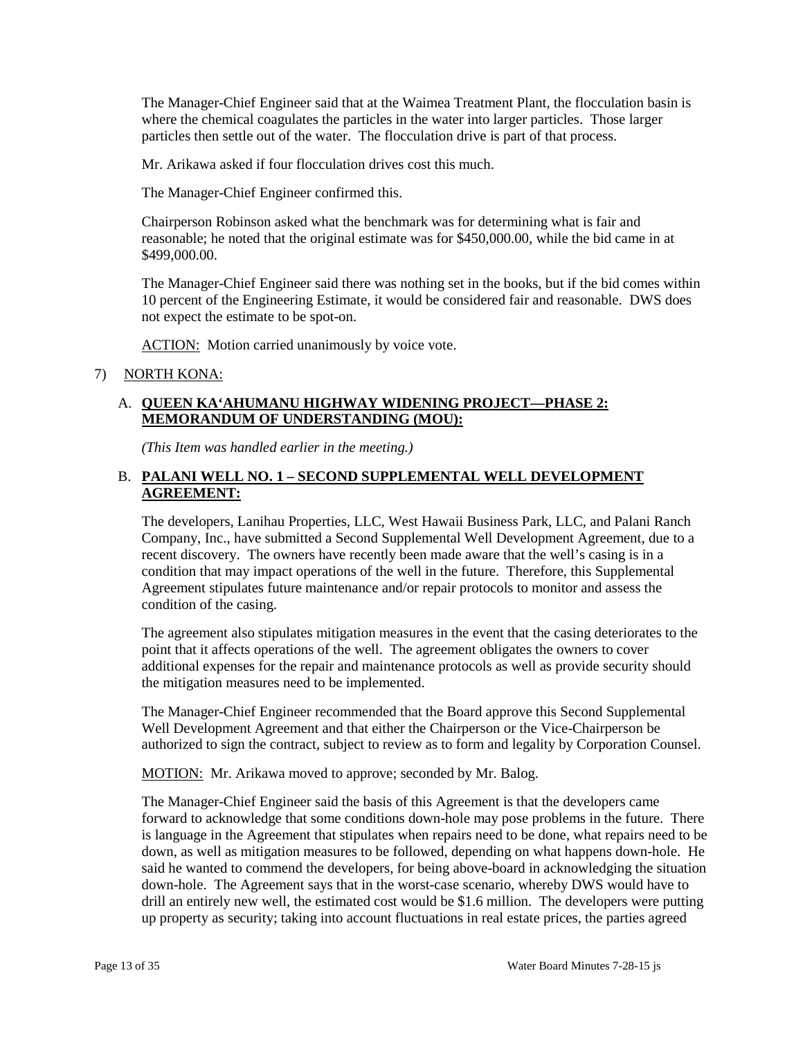The Manager-Chief Engineer said that at the Waimea Treatment Plant, the flocculation basin is where the chemical coagulates the particles in the water into larger particles. Those larger particles then settle out of the water. The flocculation drive is part of that process.

Mr. Arikawa asked if four flocculation drives cost this much.

The Manager-Chief Engineer confirmed this.

Chairperson Robinson asked what the benchmark was for determining what is fair and reasonable; he noted that the original estimate was for $450,000.00, while the bid came in at $499,000.00.

The Manager-Chief Engineer said there was nothing set in the books, but if the bid comes within 10 percent of the Engineering Estimate, it would be considered fair and reasonable. DWS does not expect the estimate to be spot-on.

ACTION: Motion carried unanimously by voice vote.

7) NORTH KONA:

A. **QUEEN KA'AHUMANU HIGHWAY WIDENING PROJECT—PHASE 2: MEMORANDUM OF UNDERSTANDING (MOU):**

*(This Item was handled earlier in the meeting.)*

B. **PALANI WELL NO. 1 – SECOND SUPPLEMENTAL WELL DEVELOPMENT AGREEMENT:**

The developers, Lanihau Properties, LLC, West Hawaii Business Park, LLC, and Palani Ranch Company, Inc., have submitted a Second Supplemental Well Development Agreement, due to a recent discovery. The owners have recently been made aware that the well's casing is in a condition that may impact operations of the well in the future. Therefore, this Supplemental Agreement stipulates future maintenance and/or repair protocols to monitor and assess the condition of the casing.

The agreement also stipulates mitigation measures in the event that the casing deteriorates to the point that it affects operations of the well. The agreement obligates the owners to cover additional expenses for the repair and maintenance protocols as well as provide security should the mitigation measures need to be implemented.

The Manager-Chief Engineer recommended that the Board approve this Second Supplemental Well Development Agreement and that either the Chairperson or the Vice-Chairperson be authorized to sign the contract, subject to review as to form and legality by Corporation Counsel.

MOTION: Mr. Arikawa moved to approve; seconded by Mr. Balog.

The Manager-Chief Engineer said the basis of this Agreement is that the developers came forward to acknowledge that some conditions down-hole may pose problems in the future. There is language in the Agreement that stipulates when repairs need to be done, what repairs need to be down, as well as mitigation measures to be followed, depending on what happens down-hole. He said he wanted to commend the developers, for being above-board in acknowledging the situation down-hole. The Agreement says that in the worst-case scenario, whereby DWS would have to drill an entirely new well, the estimated cost would be $1.6 million. The developers were putting up property as security; taking into account fluctuations in real estate prices, the parties agreed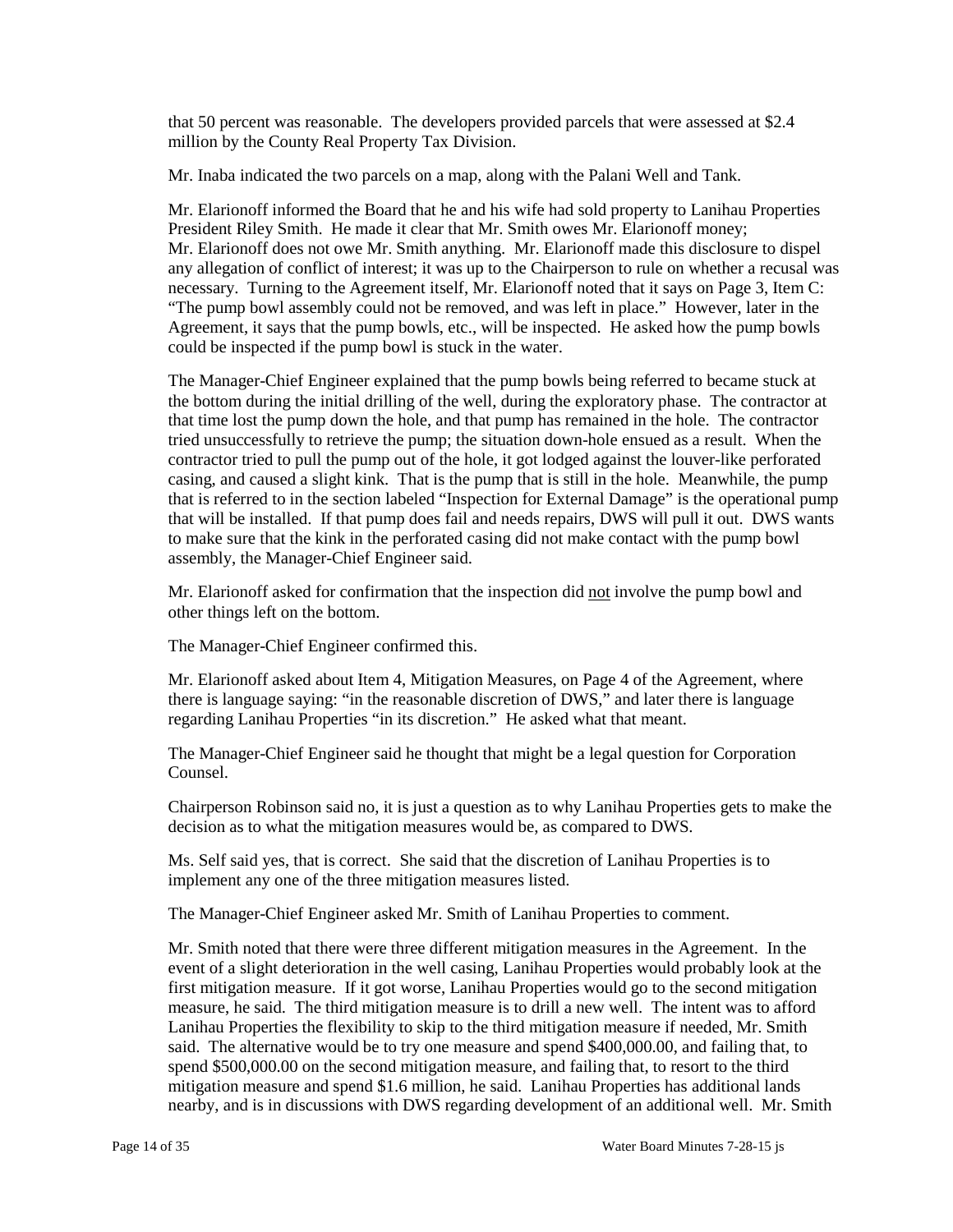that 50 percent was reasonable. The developers provided parcels that were assessed at $2.4 million by the County Real Property Tax Division.

Mr. Inaba indicated the two parcels on a map, along with the Palani Well and Tank.

Mr. Elarionoff informed the Board that he and his wife had sold property to Lanihau Properties President Riley Smith. He made it clear that Mr. Smith owes Mr. Elarionoff money; Mr. Elarionoff does not owe Mr. Smith anything. Mr. Elarionoff made this disclosure to dispel any allegation of conflict of interest; it was up to the Chairperson to rule on whether a recusal was necessary. Turning to the Agreement itself, Mr. Elarionoff noted that it says on Page 3, Item C: "The pump bowl assembly could not be removed, and was left in place." However, later in the Agreement, it says that the pump bowls, etc., will be inspected. He asked how the pump bowls could be inspected if the pump bowl is stuck in the water.

The Manager-Chief Engineer explained that the pump bowls being referred to became stuck at the bottom during the initial drilling of the well, during the exploratory phase. The contractor at that time lost the pump down the hole, and that pump has remained in the hole. The contractor tried unsuccessfully to retrieve the pump; the situation down-hole ensued as a result. When the contractor tried to pull the pump out of the hole, it got lodged against the louver-like perforated casing, and caused a slight kink. That is the pump that is still in the hole. Meanwhile, the pump that is referred to in the section labeled "Inspection for External Damage" is the operational pump that will be installed. If that pump does fail and needs repairs, DWS will pull it out. DWS wants to make sure that the kink in the perforated casing did not make contact with the pump bowl assembly, the Manager-Chief Engineer said.

Mr. Elarionoff asked for confirmation that the inspection did <u>not</u> involve the pump bowl and other things left on the bottom.

The Manager-Chief Engineer confirmed this.

Mr. Elarionoff asked about Item 4, Mitigation Measures, on Page 4 of the Agreement, where there is language saying: "in the reasonable discretion of DWS," and later there is language regarding Lanihau Properties "in its discretion." He asked what that meant.

The Manager-Chief Engineer said he thought that might be a legal question for Corporation Counsel.

Chairperson Robinson said no, it is just a question as to why Lanihau Properties gets to make the decision as to what the mitigation measures would be, as compared to DWS.

Ms. Self said yes, that is correct. She said that the discretion of Lanihau Properties is to implement any one of the three mitigation measures listed.

The Manager-Chief Engineer asked Mr. Smith of Lanihau Properties to comment.

Mr. Smith noted that there were three different mitigation measures in the Agreement. In the event of a slight deterioration in the well casing, Lanihau Properties would probably look at the first mitigation measure. If it got worse, Lanihau Properties would go to the second mitigation measure, he said. The third mitigation measure is to drill a new well. The intent was to afford Lanihau Properties the flexibility to skip to the third mitigation measure if needed, Mr. Smith said. The alternative would be to try one measure and spend $400,000.00, and failing that, to spend $500,000.00 on the second mitigation measure, and failing that, to resort to the third mitigation measure and spend $1.6 million, he said. Lanihau Properties has additional lands nearby, and is in discussions with DWS regarding development of an additional well. Mr. Smith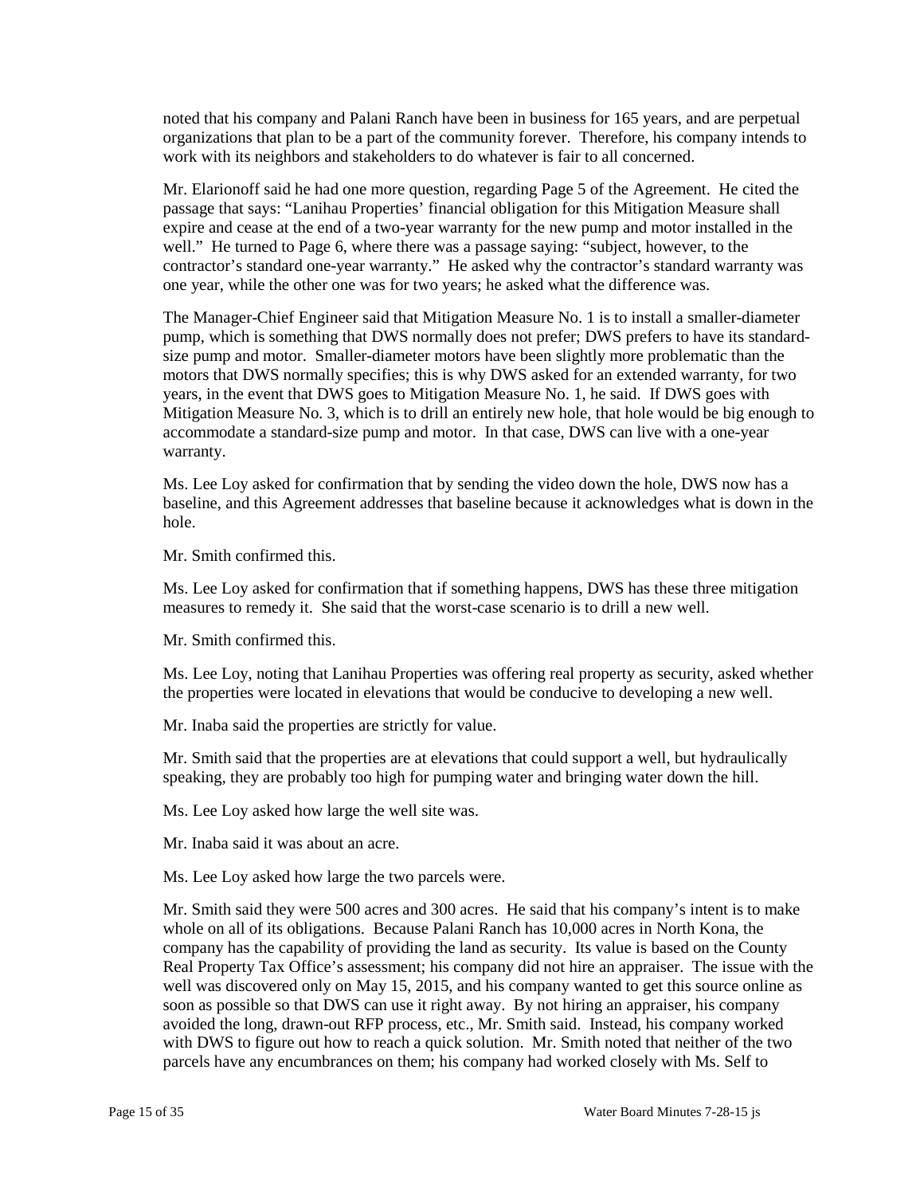noted that his company and Palani Ranch have been in business for 165 years, and are perpetual organizations that plan to be a part of the community forever. Therefore, his company intends to work with its neighbors and stakeholders to do whatever is fair to all concerned.

Mr. Elarionoff said he had one more question, regarding Page 5 of the Agreement. He cited the passage that says: "Lanihau Properties' financial obligation for this Mitigation Measure shall expire and cease at the end of a two-year warranty for the new pump and motor installed in the well." He turned to Page 6, where there was a passage saying: "subject, however, to the contractor's standard one-year warranty." He asked why the contractor's standard warranty was one year, while the other one was for two years; he asked what the difference was.

The Manager-Chief Engineer said that Mitigation Measure No. 1 is to install a smaller-diameter pump, which is something that DWS normally does not prefer; DWS prefers to have its standard-size pump and motor. Smaller-diameter motors have been slightly more problematic than the motors that DWS normally specifies; this is why DWS asked for an extended warranty, for two years, in the event that DWS goes to Mitigation Measure No. 1, he said. If DWS goes with Mitigation Measure No. 3, which is to drill an entirely new hole, that hole would be big enough to accommodate a standard-size pump and motor. In that case, DWS can live with a one-year warranty.

Ms. Lee Loy asked for confirmation that by sending the video down the hole, DWS now has a baseline, and this Agreement addresses that baseline because it acknowledges what is down in the hole.

Mr. Smith confirmed this.

Ms. Lee Loy asked for confirmation that if something happens, DWS has these three mitigation measures to remedy it. She said that the worst-case scenario is to drill a new well.

Mr. Smith confirmed this.

Ms. Lee Loy, noting that Lanihau Properties was offering real property as security, asked whether the properties were located in elevations that would be conducive to developing a new well.

Mr. Inaba said the properties are strictly for value.

Mr. Smith said that the properties are at elevations that could support a well, but hydraulically speaking, they are probably too high for pumping water and bringing water down the hill.

Ms. Lee Loy asked how large the well site was.

Mr. Inaba said it was about an acre.

Ms. Lee Loy asked how large the two parcels were.

Mr. Smith said they were 500 acres and 300 acres. He said that his company's intent is to make whole on all of its obligations. Because Palani Ranch has 10,000 acres in North Kona, the company has the capability of providing the land as security. Its value is based on the County Real Property Tax Office's assessment; his company did not hire an appraiser. The issue with the well was discovered only on May 15, 2015, and his company wanted to get this source online as soon as possible so that DWS can use it right away. By not hiring an appraiser, his company avoided the long, drawn-out RFP process, etc., Mr. Smith said. Instead, his company worked with DWS to figure out how to reach a quick solution. Mr. Smith noted that neither of the two parcels have any encumbrances on them; his company had worked closely with Ms. Self to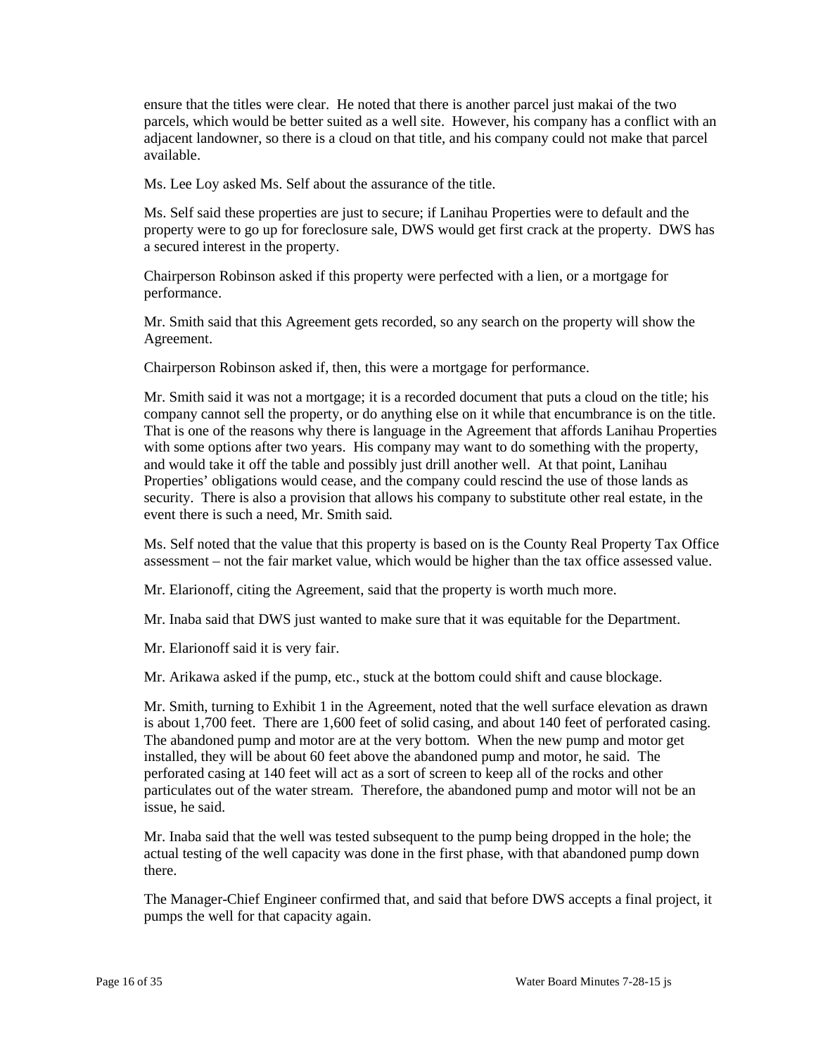ensure that the titles were clear. He noted that there is another parcel just makai of the two parcels, which would be better suited as a well site. However, his company has a conflict with an adjacent landowner, so there is a cloud on that title, and his company could not make that parcel available.

Ms. Lee Loy asked Ms. Self about the assurance of the title.

Ms. Self said these properties are just to secure; if Lanihau Properties were to default and the property were to go up for foreclosure sale, DWS would get first crack at the property. DWS has a secured interest in the property.

Chairperson Robinson asked if this property were perfected with a lien, or a mortgage for performance.

Mr. Smith said that this Agreement gets recorded, so any search on the property will show the Agreement.

Chairperson Robinson asked if, then, this were a mortgage for performance.

Mr. Smith said it was not a mortgage; it is a recorded document that puts a cloud on the title; his company cannot sell the property, or do anything else on it while that encumbrance is on the title. That is one of the reasons why there is language in the Agreement that affords Lanihau Properties with some options after two years. His company may want to do something with the property, and would take it off the table and possibly just drill another well. At that point, Lanihau Properties' obligations would cease, and the company could rescind the use of those lands as security. There is also a provision that allows his company to substitute other real estate, in the event there is such a need, Mr. Smith said.

Ms. Self noted that the value that this property is based on is the County Real Property Tax Office assessment – not the fair market value, which would be higher than the tax office assessed value.

Mr. Elarionoff, citing the Agreement, said that the property is worth much more.

Mr. Inaba said that DWS just wanted to make sure that it was equitable for the Department.

Mr. Elarionoff said it is very fair.

Mr. Arikawa asked if the pump, etc., stuck at the bottom could shift and cause blockage.

Mr. Smith, turning to Exhibit 1 in the Agreement, noted that the well surface elevation as drawn is about 1,700 feet. There are 1,600 feet of solid casing, and about 140 feet of perforated casing. The abandoned pump and motor are at the very bottom. When the new pump and motor get installed, they will be about 60 feet above the abandoned pump and motor, he said. The perforated casing at 140 feet will act as a sort of screen to keep all of the rocks and other particulates out of the water stream. Therefore, the abandoned pump and motor will not be an issue, he said.

Mr. Inaba said that the well was tested subsequent to the pump being dropped in the hole; the actual testing of the well capacity was done in the first phase, with that abandoned pump down there.

The Manager-Chief Engineer confirmed that, and said that before DWS accepts a final project, it pumps the well for that capacity again.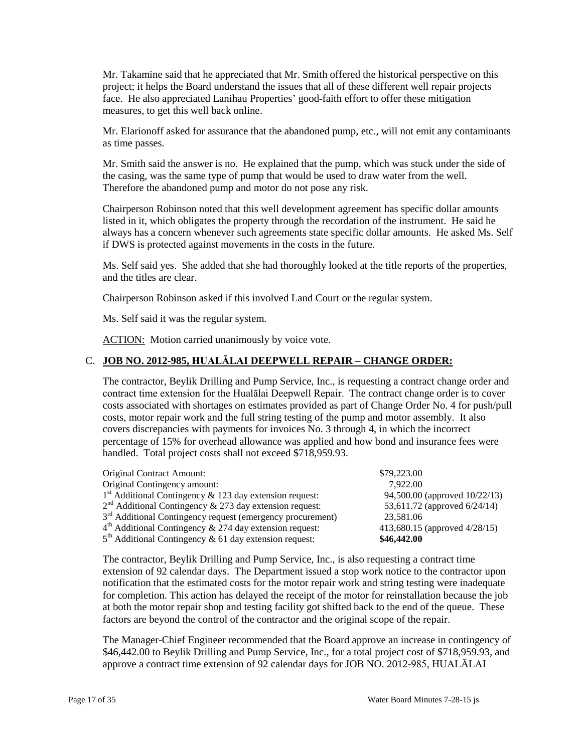Mr. Takamine said that he appreciated that Mr. Smith offered the historical perspective on this project; it helps the Board understand the issues that all of these different well repair projects face. He also appreciated Lanihau Properties' good-faith effort to offer these mitigation measures, to get this well back online.

Mr. Elarionoff asked for assurance that the abandoned pump, etc., will not emit any contaminants as time passes.

Mr. Smith said the answer is no. He explained that the pump, which was stuck under the side of the casing, was the same type of pump that would be used to draw water from the well. Therefore the abandoned pump and motor do not pose any risk.

Chairperson Robinson noted that this well development agreement has specific dollar amounts listed in it, which obligates the property through the recordation of the instrument. He said he always has a concern whenever such agreements state specific dollar amounts. He asked Ms. Self if DWS is protected against movements in the costs in the future.

Ms. Self said yes. She added that she had thoroughly looked at the title reports of the properties, and the titles are clear.

Chairperson Robinson asked if this involved Land Court or the regular system.

Ms. Self said it was the regular system.

<u>ACTION:</u> Motion carried unanimously by voice vote.

C. **<u>JOB NO. 2012-985, HUALĀLAI DEEPWELL REPAIR – CHANGE ORDER:</u>**

The contractor, Beylik Drilling and Pump Service, Inc., is requesting a contract change order and contract time extension for the Hualālai Deepwell Repair. The contract change order is to cover costs associated with shortages on estimates provided as part of Change Order No. 4 for push/pull costs, motor repair work and the full string testing of the pump and motor assembly. It also covers discrepancies with payments for invoices No. 3 through 4, in which the incorrect percentage of 15% for overhead allowance was applied and how bond and insurance fees were handled. Total project costs shall not exceed $718,959.93.

| | |
|---|---|
| Original Contract Amount: | $79,223.00 |
| Original Contingency amount: | 7,922.00 |
| 1st Additional Contingency & 123 day extension request: | 94,500.00 (approved 10/22/13) |
| 2nd Additional Contingency & 273 day extension request: | 53,611.72 (approved 6/24/14) |
| 3rd Additional Contingency request (emergency procurement) | 23,581.06 |
| 4th Additional Contingency & 274 day extension request: | 413,680.15 (approved 4/28/15) |
| 5th Additional Contingency & 61 day extension request: | **$46,442.00** |

The contractor, Beylik Drilling and Pump Service, Inc., is also requesting a contract time extension of 92 calendar days. The Department issued a stop work notice to the contractor upon notification that the estimated costs for the motor repair work and string testing were inadequate for completion. This action has delayed the receipt of the motor for reinstallation because the job at both the motor repair shop and testing facility got shifted back to the end of the queue. These factors are beyond the control of the contractor and the original scope of the repair.

The Manager-Chief Engineer recommended that the Board approve an increase in contingency of $46,442.00 to Beylik Drilling and Pump Service, Inc., for a total project cost of $718,959.93, and approve a contract time extension of 92 calendar days for JOB NO. 2012-985, HUALĀLAI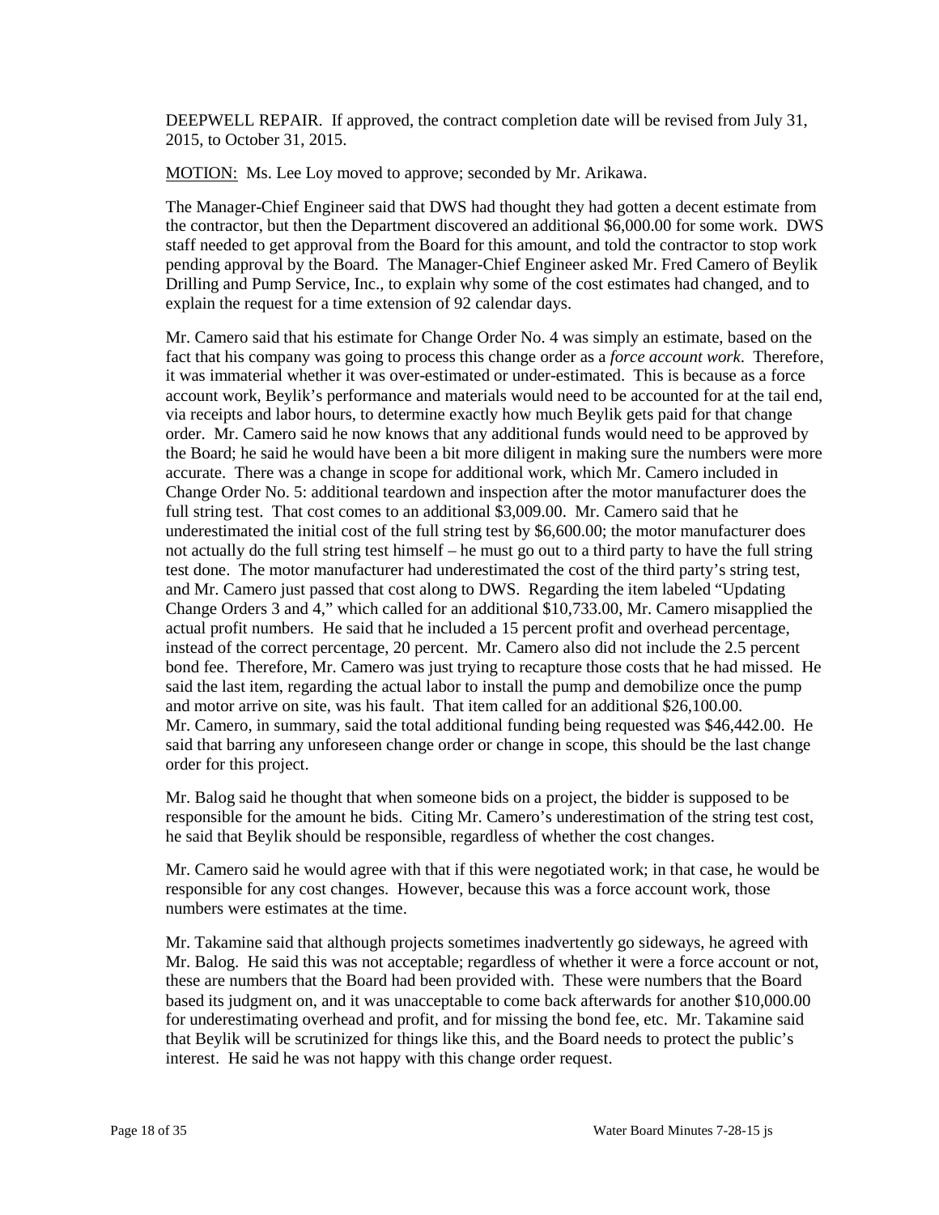DEEPWELL REPAIR. If approved, the contract completion date will be revised from July 31, 2015, to October 31, 2015.

MOTION: Ms. Lee Loy moved to approve; seconded by Mr. Arikawa.

The Manager-Chief Engineer said that DWS had thought they had gotten a decent estimate from the contractor, but then the Department discovered an additional $6,000.00 for some work. DWS staff needed to get approval from the Board for this amount, and told the contractor to stop work pending approval by the Board. The Manager-Chief Engineer asked Mr. Fred Camero of Beylik Drilling and Pump Service, Inc., to explain why some of the cost estimates had changed, and to explain the request for a time extension of 92 calendar days.

Mr. Camero said that his estimate for Change Order No. 4 was simply an estimate, based on the fact that his company was going to process this change order as a *force account work*. Therefore, it was immaterial whether it was over-estimated or under-estimated. This is because as a force account work, Beylik's performance and materials would need to be accounted for at the tail end, via receipts and labor hours, to determine exactly how much Beylik gets paid for that change order. Mr. Camero said he now knows that any additional funds would need to be approved by the Board; he said he would have been a bit more diligent in making sure the numbers were more accurate. There was a change in scope for additional work, which Mr. Camero included in Change Order No. 5: additional teardown and inspection after the motor manufacturer does the full string test. That cost comes to an additional $3,009.00. Mr. Camero said that he underestimated the initial cost of the full string test by $6,600.00; the motor manufacturer does not actually do the full string test himself – he must go out to a third party to have the full string test done. The motor manufacturer had underestimated the cost of the third party's string test, and Mr. Camero just passed that cost along to DWS. Regarding the item labeled "Updating Change Orders 3 and 4," which called for an additional $10,733.00, Mr. Camero misapplied the actual profit numbers. He said that he included a 15 percent profit and overhead percentage, instead of the correct percentage, 20 percent. Mr. Camero also did not include the 2.5 percent bond fee. Therefore, Mr. Camero was just trying to recapture those costs that he had missed. He said the last item, regarding the actual labor to install the pump and demobilize once the pump and motor arrive on site, was his fault. That item called for an additional $26,100.00. Mr. Camero, in summary, said the total additional funding being requested was $46,442.00. He said that barring any unforeseen change order or change in scope, this should be the last change order for this project.

Mr. Balog said he thought that when someone bids on a project, the bidder is supposed to be responsible for the amount he bids. Citing Mr. Camero's underestimation of the string test cost, he said that Beylik should be responsible, regardless of whether the cost changes.

Mr. Camero said he would agree with that if this were negotiated work; in that case, he would be responsible for any cost changes. However, because this was a force account work, those numbers were estimates at the time.

Mr. Takamine said that although projects sometimes inadvertently go sideways, he agreed with Mr. Balog. He said this was not acceptable; regardless of whether it were a force account or not, these are numbers that the Board had been provided with. These were numbers that the Board based its judgment on, and it was unacceptable to come back afterwards for another $10,000.00 for underestimating overhead and profit, and for missing the bond fee, etc. Mr. Takamine said that Beylik will be scrutinized for things like this, and the Board needs to protect the public's interest. He said he was not happy with this change order request.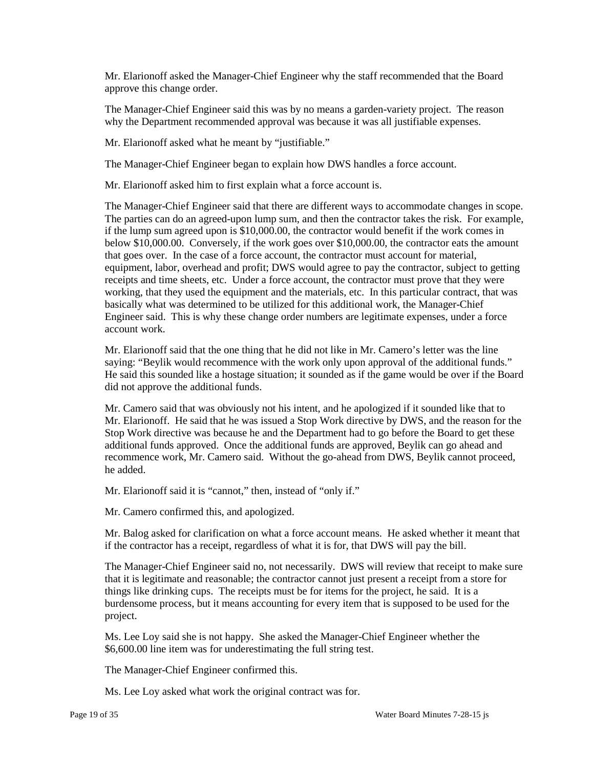Mr. Elarionoff asked the Manager-Chief Engineer why the staff recommended that the Board approve this change order.

The Manager-Chief Engineer said this was by no means a garden-variety project. The reason why the Department recommended approval was because it was all justifiable expenses.

Mr. Elarionoff asked what he meant by "justifiable."

The Manager-Chief Engineer began to explain how DWS handles a force account.

Mr. Elarionoff asked him to first explain what a force account is.

The Manager-Chief Engineer said that there are different ways to accommodate changes in scope. The parties can do an agreed-upon lump sum, and then the contractor takes the risk. For example, if the lump sum agreed upon is $10,000.00, the contractor would benefit if the work comes in below $10,000.00. Conversely, if the work goes over $10,000.00, the contractor eats the amount that goes over. In the case of a force account, the contractor must account for material, equipment, labor, overhead and profit; DWS would agree to pay the contractor, subject to getting receipts and time sheets, etc. Under a force account, the contractor must prove that they were working, that they used the equipment and the materials, etc. In this particular contract, that was basically what was determined to be utilized for this additional work, the Manager-Chief Engineer said. This is why these change order numbers are legitimate expenses, under a force account work.

Mr. Elarionoff said that the one thing that he did not like in Mr. Camero's letter was the line saying: "Beylik would recommence with the work only upon approval of the additional funds." He said this sounded like a hostage situation; it sounded as if the game would be over if the Board did not approve the additional funds.

Mr. Camero said that was obviously not his intent, and he apologized if it sounded like that to Mr. Elarionoff. He said that he was issued a Stop Work directive by DWS, and the reason for the Stop Work directive was because he and the Department had to go before the Board to get these additional funds approved. Once the additional funds are approved, Beylik can go ahead and recommence work, Mr. Camero said. Without the go-ahead from DWS, Beylik cannot proceed, he added.

Mr. Elarionoff said it is "cannot," then, instead of "only if."

Mr. Camero confirmed this, and apologized.

Mr. Balog asked for clarification on what a force account means. He asked whether it meant that if the contractor has a receipt, regardless of what it is for, that DWS will pay the bill.

The Manager-Chief Engineer said no, not necessarily. DWS will review that receipt to make sure that it is legitimate and reasonable; the contractor cannot just present a receipt from a store for things like drinking cups. The receipts must be for items for the project, he said. It is a burdensome process, but it means accounting for every item that is supposed to be used for the project.

Ms. Lee Loy said she is not happy. She asked the Manager-Chief Engineer whether the $6,600.00 line item was for underestimating the full string test.

The Manager-Chief Engineer confirmed this.

Ms. Lee Loy asked what work the original contract was for.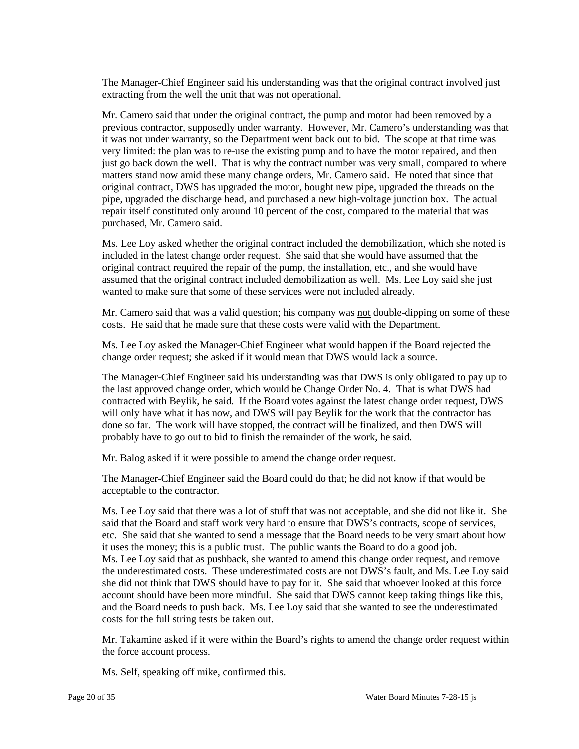The Manager-Chief Engineer said his understanding was that the original contract involved just extracting from the well the unit that was not operational.

Mr. Camero said that under the original contract, the pump and motor had been removed by a previous contractor, supposedly under warranty. However, Mr. Camero's understanding was that it was not under warranty, so the Department went back out to bid. The scope at that time was very limited: the plan was to re-use the existing pump and to have the motor repaired, and then just go back down the well. That is why the contract number was very small, compared to where matters stand now amid these many change orders, Mr. Camero said. He noted that since that original contract, DWS has upgraded the motor, bought new pipe, upgraded the threads on the pipe, upgraded the discharge head, and purchased a new high-voltage junction box. The actual repair itself constituted only around 10 percent of the cost, compared to the material that was purchased, Mr. Camero said.

Ms. Lee Loy asked whether the original contract included the demobilization, which she noted is included in the latest change order request. She said that she would have assumed that the original contract required the repair of the pump, the installation, etc., and she would have assumed that the original contract included demobilization as well. Ms. Lee Loy said she just wanted to make sure that some of these services were not included already.

Mr. Camero said that was a valid question; his company was not double-dipping on some of these costs. He said that he made sure that these costs were valid with the Department.

Ms. Lee Loy asked the Manager-Chief Engineer what would happen if the Board rejected the change order request; she asked if it would mean that DWS would lack a source.

The Manager-Chief Engineer said his understanding was that DWS is only obligated to pay up to the last approved change order, which would be Change Order No. 4. That is what DWS had contracted with Beylik, he said. If the Board votes against the latest change order request, DWS will only have what it has now, and DWS will pay Beylik for the work that the contractor has done so far. The work will have stopped, the contract will be finalized, and then DWS will probably have to go out to bid to finish the remainder of the work, he said.

Mr. Balog asked if it were possible to amend the change order request.

The Manager-Chief Engineer said the Board could do that; he did not know if that would be acceptable to the contractor.

Ms. Lee Loy said that there was a lot of stuff that was not acceptable, and she did not like it. She said that the Board and staff work very hard to ensure that DWS's contracts, scope of services, etc. She said that she wanted to send a message that the Board needs to be very smart about how it uses the money; this is a public trust. The public wants the Board to do a good job. Ms. Lee Loy said that as pushback, she wanted to amend this change order request, and remove the underestimated costs. These underestimated costs are not DWS's fault, and Ms. Lee Loy said she did not think that DWS should have to pay for it. She said that whoever looked at this force account should have been more mindful. She said that DWS cannot keep taking things like this, and the Board needs to push back. Ms. Lee Loy said that she wanted to see the underestimated costs for the full string tests be taken out.

Mr. Takamine asked if it were within the Board's rights to amend the change order request within the force account process.

Ms. Self, speaking off mike, confirmed this.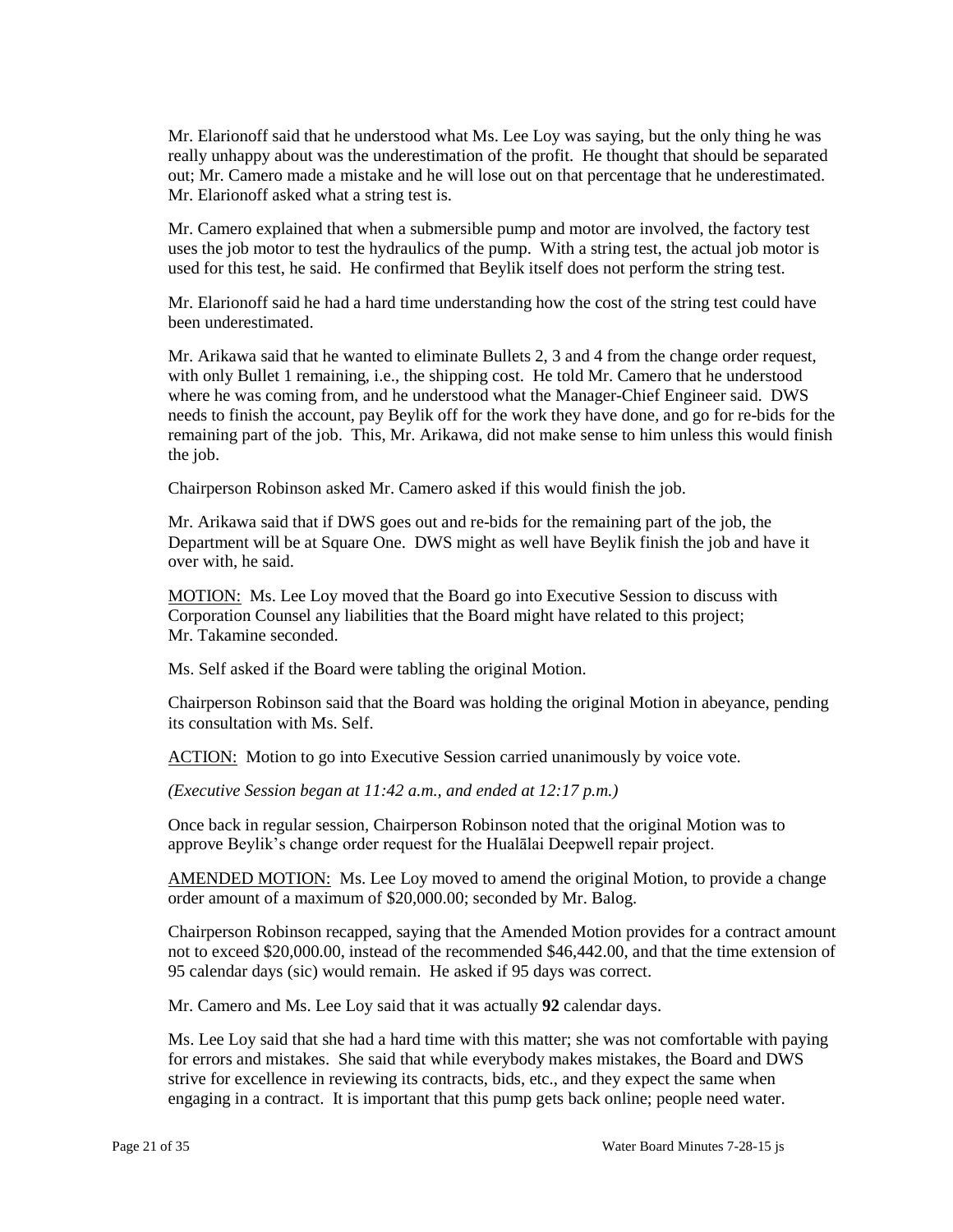Mr. Elarionoff said that he understood what Ms. Lee Loy was saying, but the only thing he was really unhappy about was the underestimation of the profit. He thought that should be separated out; Mr. Camero made a mistake and he will lose out on that percentage that he underestimated. Mr. Elarionoff asked what a string test is.

Mr. Camero explained that when a submersible pump and motor are involved, the factory test uses the job motor to test the hydraulics of the pump. With a string test, the actual job motor is used for this test, he said. He confirmed that Beylik itself does not perform the string test.

Mr. Elarionoff said he had a hard time understanding how the cost of the string test could have been underestimated.

Mr. Arikawa said that he wanted to eliminate Bullets 2, 3 and 4 from the change order request, with only Bullet 1 remaining, i.e., the shipping cost. He told Mr. Camero that he understood where he was coming from, and he understood what the Manager-Chief Engineer said. DWS needs to finish the account, pay Beylik off for the work they have done, and go for re-bids for the remaining part of the job. This, Mr. Arikawa, did not make sense to him unless this would finish the job.

Chairperson Robinson asked Mr. Camero asked if this would finish the job.

Mr. Arikawa said that if DWS goes out and re-bids for the remaining part of the job, the Department will be at Square One. DWS might as well have Beylik finish the job and have it over with, he said.

<u>MOTION:</u> Ms. Lee Loy moved that the Board go into Executive Session to discuss with Corporation Counsel any liabilities that the Board might have related to this project; Mr. Takamine seconded.

Ms. Self asked if the Board were tabling the original Motion.

Chairperson Robinson said that the Board was holding the original Motion in abeyance, pending its consultation with Ms. Self.

<u>ACTION:</u> Motion to go into Executive Session carried unanimously by voice vote.

*(Executive Session began at 11:42 a.m., and ended at 12:17 p.m.)*

Once back in regular session, Chairperson Robinson noted that the original Motion was to approve Beylik's change order request for the Hualālai Deepwell repair project.

<u>AMENDED MOTION:</u> Ms. Lee Loy moved to amend the original Motion, to provide a change order amount of a maximum of $20,000.00; seconded by Mr. Balog.

Chairperson Robinson recapped, saying that the Amended Motion provides for a contract amount not to exceed $20,000.00, instead of the recommended $46,442.00, and that the time extension of 95 calendar days (sic) would remain. He asked if 95 days was correct.

Mr. Camero and Ms. Lee Loy said that it was actually **92** calendar days.

Ms. Lee Loy said that she had a hard time with this matter; she was not comfortable with paying for errors and mistakes. She said that while everybody makes mistakes, the Board and DWS strive for excellence in reviewing its contracts, bids, etc., and they expect the same when engaging in a contract. It is important that this pump gets back online; people need water.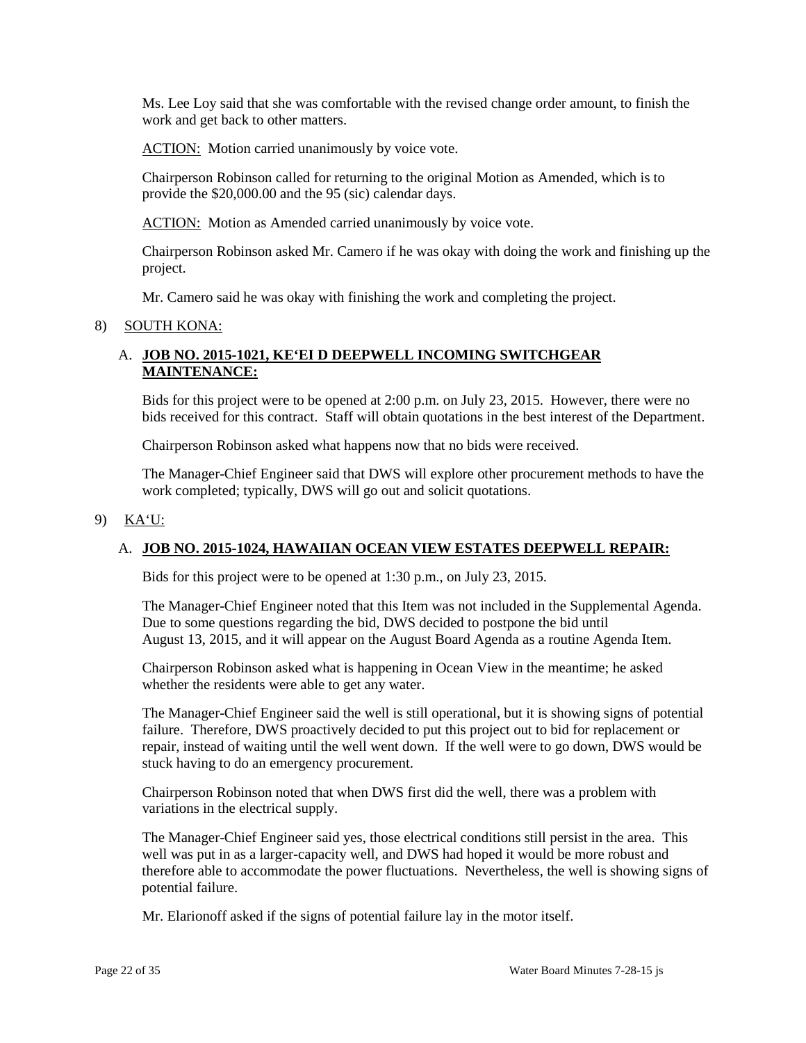Ms. Lee Loy said that she was comfortable with the revised change order amount, to finish the work and get back to other matters.

<u>ACTION:</u> Motion carried unanimously by voice vote.

Chairperson Robinson called for returning to the original Motion as Amended, which is to provide the $20,000.00 and the 95 (sic) calendar days.

<u>ACTION:</u> Motion as Amended carried unanimously by voice vote.

Chairperson Robinson asked Mr. Camero if he was okay with doing the work and finishing up the project.

Mr. Camero said he was okay with finishing the work and completing the project.

8) <u>SOUTH KONA:</u>

A. **<u>JOB NO. 2015-1021, KEʻEI D DEEPWELL INCOMING SWITCHGEAR MAINTENANCE:</u>**

Bids for this project were to be opened at 2:00 p.m. on July 23, 2015. However, there were no bids received for this contract. Staff will obtain quotations in the best interest of the Department.

Chairperson Robinson asked what happens now that no bids were received.

The Manager-Chief Engineer said that DWS will explore other procurement methods to have the work completed; typically, DWS will go out and solicit quotations.

9) <u>KAʻU:</u>

A. **<u>JOB NO. 2015-1024, HAWAIIAN OCEAN VIEW ESTATES DEEPWELL REPAIR:</u>**

Bids for this project were to be opened at 1:30 p.m., on July 23, 2015.

The Manager-Chief Engineer noted that this Item was not included in the Supplemental Agenda. Due to some questions regarding the bid, DWS decided to postpone the bid until August 13, 2015, and it will appear on the August Board Agenda as a routine Agenda Item.

Chairperson Robinson asked what is happening in Ocean View in the meantime; he asked whether the residents were able to get any water.

The Manager-Chief Engineer said the well is still operational, but it is showing signs of potential failure. Therefore, DWS proactively decided to put this project out to bid for replacement or repair, instead of waiting until the well went down. If the well were to go down, DWS would be stuck having to do an emergency procurement.

Chairperson Robinson noted that when DWS first did the well, there was a problem with variations in the electrical supply.

The Manager-Chief Engineer said yes, those electrical conditions still persist in the area. This well was put in as a larger-capacity well, and DWS had hoped it would be more robust and therefore able to accommodate the power fluctuations. Nevertheless, the well is showing signs of potential failure.

Mr. Elarionoff asked if the signs of potential failure lay in the motor itself.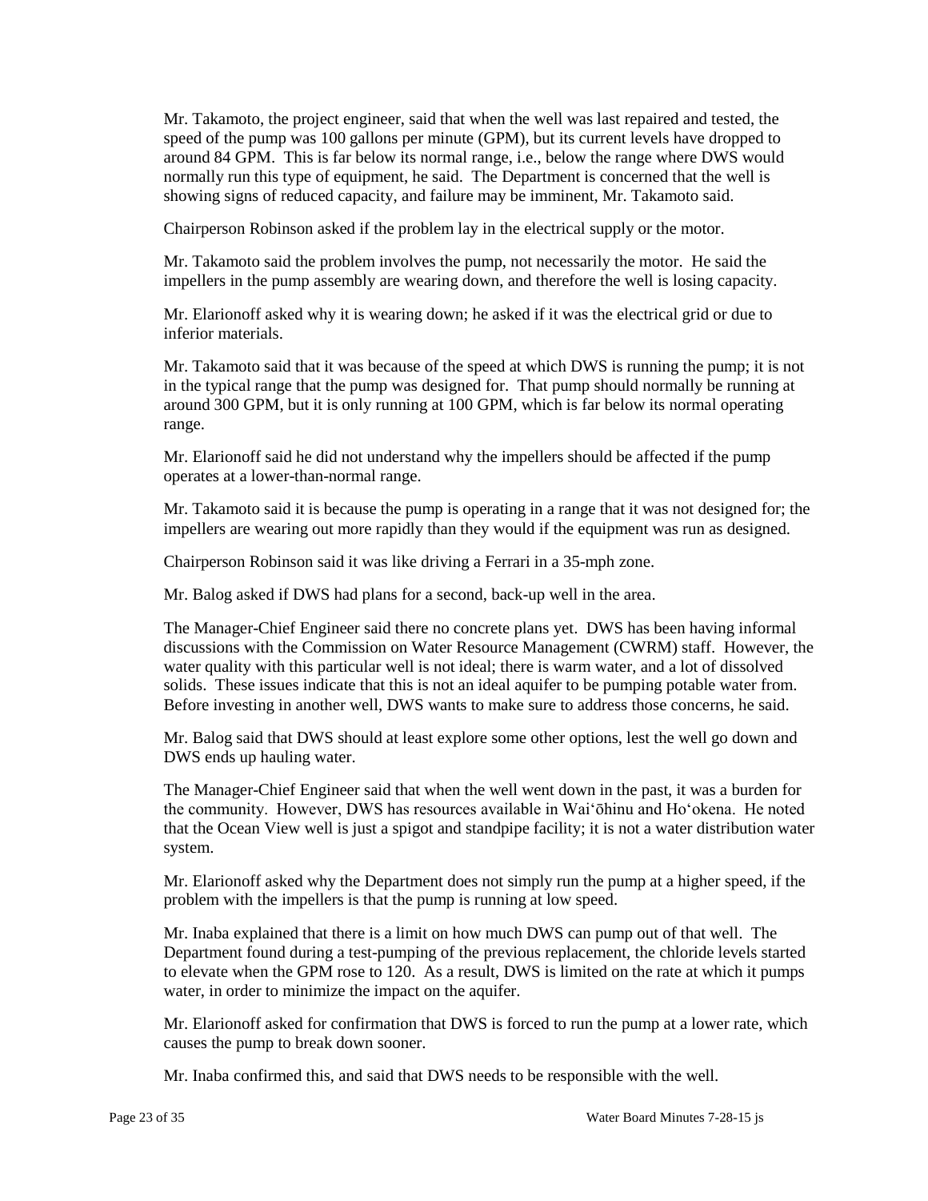Mr. Takamoto, the project engineer, said that when the well was last repaired and tested, the speed of the pump was 100 gallons per minute (GPM), but its current levels have dropped to around 84 GPM. This is far below its normal range, i.e., below the range where DWS would normally run this type of equipment, he said. The Department is concerned that the well is showing signs of reduced capacity, and failure may be imminent, Mr. Takamoto said.

Chairperson Robinson asked if the problem lay in the electrical supply or the motor.

Mr. Takamoto said the problem involves the pump, not necessarily the motor. He said the impellers in the pump assembly are wearing down, and therefore the well is losing capacity.

Mr. Elarionoff asked why it is wearing down; he asked if it was the electrical grid or due to inferior materials.

Mr. Takamoto said that it was because of the speed at which DWS is running the pump; it is not in the typical range that the pump was designed for. That pump should normally be running at around 300 GPM, but it is only running at 100 GPM, which is far below its normal operating range.

Mr. Elarionoff said he did not understand why the impellers should be affected if the pump operates at a lower-than-normal range.

Mr. Takamoto said it is because the pump is operating in a range that it was not designed for; the impellers are wearing out more rapidly than they would if the equipment was run as designed.

Chairperson Robinson said it was like driving a Ferrari in a 35-mph zone.

Mr. Balog asked if DWS had plans for a second, back-up well in the area.

The Manager-Chief Engineer said there no concrete plans yet. DWS has been having informal discussions with the Commission on Water Resource Management (CWRM) staff. However, the water quality with this particular well is not ideal; there is warm water, and a lot of dissolved solids. These issues indicate that this is not an ideal aquifer to be pumping potable water from. Before investing in another well, DWS wants to make sure to address those concerns, he said.

Mr. Balog said that DWS should at least explore some other options, lest the well go down and DWS ends up hauling water.

The Manager-Chief Engineer said that when the well went down in the past, it was a burden for the community. However, DWS has resources available in Wai‘ōhinu and Ho‘okena. He noted that the Ocean View well is just a spigot and standpipe facility; it is not a water distribution water system.

Mr. Elarionoff asked why the Department does not simply run the pump at a higher speed, if the problem with the impellers is that the pump is running at low speed.

Mr. Inaba explained that there is a limit on how much DWS can pump out of that well. The Department found during a test-pumping of the previous replacement, the chloride levels started to elevate when the GPM rose to 120. As a result, DWS is limited on the rate at which it pumps water, in order to minimize the impact on the aquifer.

Mr. Elarionoff asked for confirmation that DWS is forced to run the pump at a lower rate, which causes the pump to break down sooner.

Mr. Inaba confirmed this, and said that DWS needs to be responsible with the well.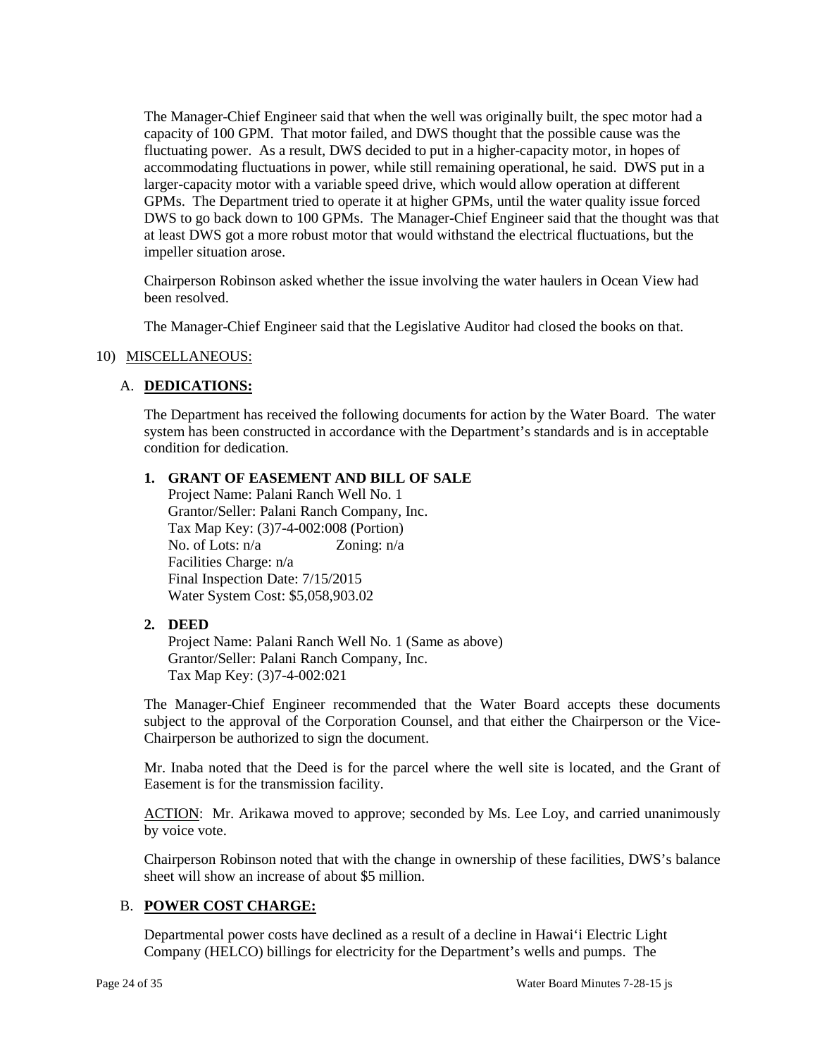The Manager-Chief Engineer said that when the well was originally built, the spec motor had a capacity of 100 GPM. That motor failed, and DWS thought that the possible cause was the fluctuating power. As a result, DWS decided to put in a higher-capacity motor, in hopes of accommodating fluctuations in power, while still remaining operational, he said. DWS put in a larger-capacity motor with a variable speed drive, which would allow operation at different GPMs. The Department tried to operate it at higher GPMs, until the water quality issue forced DWS to go back down to 100 GPMs. The Manager-Chief Engineer said that the thought was that at least DWS got a more robust motor that would withstand the electrical fluctuations, but the impeller situation arose.

Chairperson Robinson asked whether the issue involving the water haulers in Ocean View had been resolved.

The Manager-Chief Engineer said that the Legislative Auditor had closed the books on that.

10) MISCELLANEOUS:

A. **DEDICATIONS:**

The Department has received the following documents for action by the Water Board. The water system has been constructed in accordance with the Department's standards and is in acceptable condition for dedication.

**1. GRANT OF EASEMENT AND BILL OF SALE**
Project Name: Palani Ranch Well No. 1
Grantor/Seller: Palani Ranch Company, Inc.
Tax Map Key: (3)7-4-002:008 (Portion)
No. of Lots: n/a Zoning: n/a
Facilities Charge: n/a
Final Inspection Date: 7/15/2015
Water System Cost: $5,058,903.02

**2. DEED**
Project Name: Palani Ranch Well No. 1 (Same as above)
Grantor/Seller: Palani Ranch Company, Inc.
Tax Map Key: (3)7-4-002:021

The Manager-Chief Engineer recommended that the Water Board accepts these documents subject to the approval of the Corporation Counsel, and that either the Chairperson or the Vice-Chairperson be authorized to sign the document.

Mr. Inaba noted that the Deed is for the parcel where the well site is located, and the Grant of Easement is for the transmission facility.

ACTION: Mr. Arikawa moved to approve; seconded by Ms. Lee Loy, and carried unanimously by voice vote.

Chairperson Robinson noted that with the change in ownership of these facilities, DWS's balance sheet will show an increase of about $5 million.

B. **POWER COST CHARGE:**

Departmental power costs have declined as a result of a decline in Hawai'i Electric Light Company (HELCO) billings for electricity for the Department's wells and pumps. The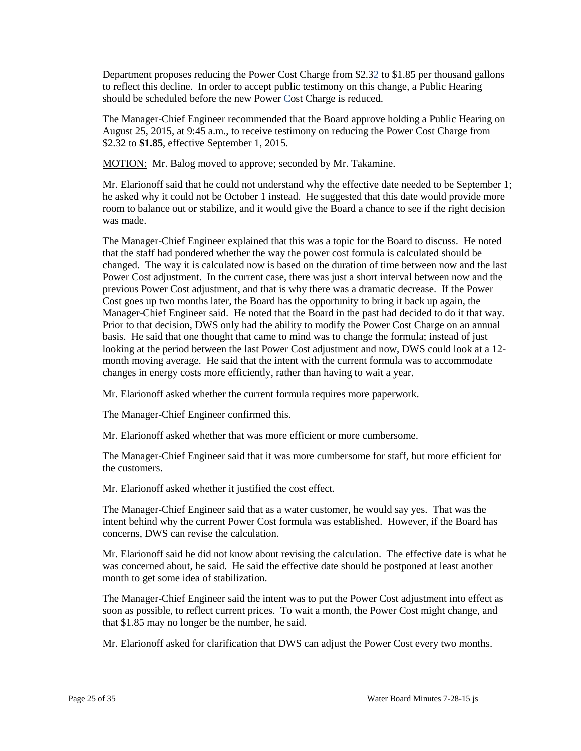Department proposes reducing the Power Cost Charge from \$2.32 to \$1.85 per thousand gallons to reflect this decline. In order to accept public testimony on this change, a Public Hearing should be scheduled before the new Power Cost Charge is reduced.

The Manager-Chief Engineer recommended that the Board approve holding a Public Hearing on August 25, 2015, at 9:45 a.m., to receive testimony on reducing the Power Cost Charge from \$2.32 to **\$1.85**, effective September 1, 2015.

MOTION: Mr. Balog moved to approve; seconded by Mr. Takamine.

Mr. Elarionoff said that he could not understand why the effective date needed to be September 1; he asked why it could not be October 1 instead. He suggested that this date would provide more room to balance out or stabilize, and it would give the Board a chance to see if the right decision was made.

The Manager-Chief Engineer explained that this was a topic for the Board to discuss. He noted that the staff had pondered whether the way the power cost formula is calculated should be changed. The way it is calculated now is based on the duration of time between now and the last Power Cost adjustment. In the current case, there was just a short interval between now and the previous Power Cost adjustment, and that is why there was a dramatic decrease. If the Power Cost goes up two months later, the Board has the opportunity to bring it back up again, the Manager-Chief Engineer said. He noted that the Board in the past had decided to do it that way. Prior to that decision, DWS only had the ability to modify the Power Cost Charge on an annual basis. He said that one thought that came to mind was to change the formula; instead of just looking at the period between the last Power Cost adjustment and now, DWS could look at a 12-month moving average. He said that the intent with the current formula was to accommodate changes in energy costs more efficiently, rather than having to wait a year.

Mr. Elarionoff asked whether the current formula requires more paperwork.

The Manager-Chief Engineer confirmed this.

Mr. Elarionoff asked whether that was more efficient or more cumbersome.

The Manager-Chief Engineer said that it was more cumbersome for staff, but more efficient for the customers.

Mr. Elarionoff asked whether it justified the cost effect.

The Manager-Chief Engineer said that as a water customer, he would say yes. That was the intent behind why the current Power Cost formula was established. However, if the Board has concerns, DWS can revise the calculation.

Mr. Elarionoff said he did not know about revising the calculation. The effective date is what he was concerned about, he said. He said the effective date should be postponed at least another month to get some idea of stabilization.

The Manager-Chief Engineer said the intent was to put the Power Cost adjustment into effect as soon as possible, to reflect current prices. To wait a month, the Power Cost might change, and that \$1.85 may no longer be the number, he said.

Mr. Elarionoff asked for clarification that DWS can adjust the Power Cost every two months.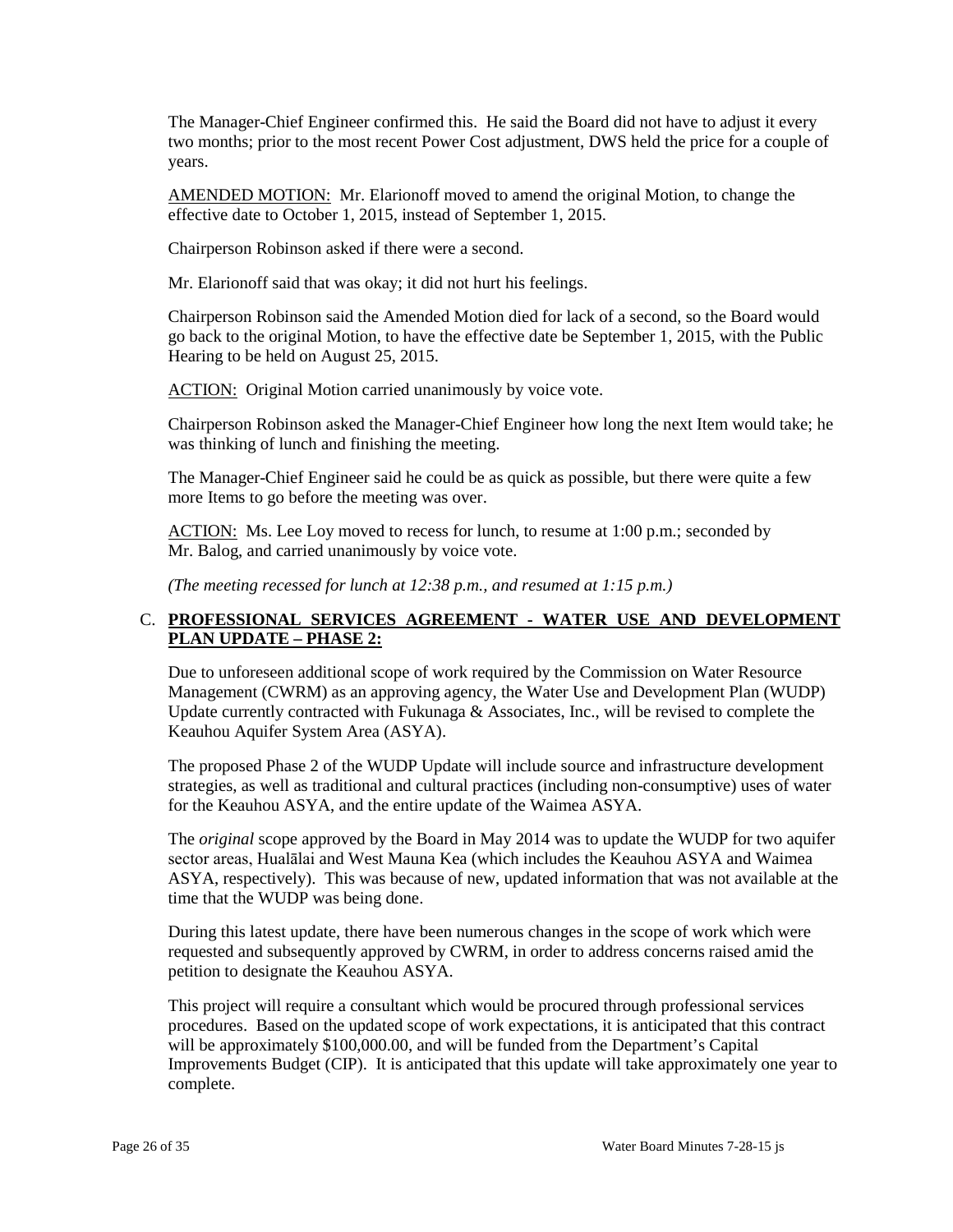The Manager-Chief Engineer confirmed this. He said the Board did not have to adjust it every two months; prior to the most recent Power Cost adjustment, DWS held the price for a couple of years.

AMENDED MOTION: Mr. Elarionoff moved to amend the original Motion, to change the effective date to October 1, 2015, instead of September 1, 2015.

Chairperson Robinson asked if there were a second.

Mr. Elarionoff said that was okay; it did not hurt his feelings.

Chairperson Robinson said the Amended Motion died for lack of a second, so the Board would go back to the original Motion, to have the effective date be September 1, 2015, with the Public Hearing to be held on August 25, 2015.

ACTION: Original Motion carried unanimously by voice vote.

Chairperson Robinson asked the Manager-Chief Engineer how long the next Item would take; he was thinking of lunch and finishing the meeting.

The Manager-Chief Engineer said he could be as quick as possible, but there were quite a few more Items to go before the meeting was over.

ACTION: Ms. Lee Loy moved to recess for lunch, to resume at 1:00 p.m.; seconded by Mr. Balog, and carried unanimously by voice vote.

*(The meeting recessed for lunch at 12:38 p.m., and resumed at 1:15 p.m.)*

C. **PROFESSIONAL SERVICES AGREEMENT - WATER USE AND DEVELOPMENT PLAN UPDATE – PHASE 2:**

Due to unforeseen additional scope of work required by the Commission on Water Resource Management (CWRM) as an approving agency, the Water Use and Development Plan (WUDP) Update currently contracted with Fukunaga & Associates, Inc., will be revised to complete the Keauhou Aquifer System Area (ASYA).

The proposed Phase 2 of the WUDP Update will include source and infrastructure development strategies, as well as traditional and cultural practices (including non-consumptive) uses of water for the Keauhou ASYA, and the entire update of the Waimea ASYA.

The *original* scope approved by the Board in May 2014 was to update the WUDP for two aquifer sector areas, Hualālai and West Mauna Kea (which includes the Keauhou ASYA and Waimea ASYA, respectively). This was because of new, updated information that was not available at the time that the WUDP was being done.

During this latest update, there have been numerous changes in the scope of work which were requested and subsequently approved by CWRM, in order to address concerns raised amid the petition to designate the Keauhou ASYA.

This project will require a consultant which would be procured through professional services procedures. Based on the updated scope of work expectations, it is anticipated that this contract will be approximately $100,000.00, and will be funded from the Department's Capital Improvements Budget (CIP). It is anticipated that this update will take approximately one year to complete.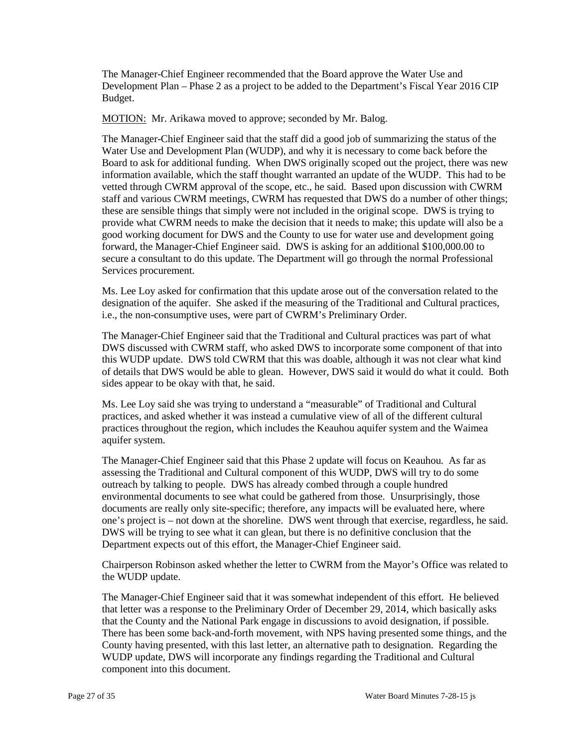The Manager-Chief Engineer recommended that the Board approve the Water Use and Development Plan – Phase 2 as a project to be added to the Department's Fiscal Year 2016 CIP Budget.

MOTION: Mr. Arikawa moved to approve; seconded by Mr. Balog.

The Manager-Chief Engineer said that the staff did a good job of summarizing the status of the Water Use and Development Plan (WUDP), and why it is necessary to come back before the Board to ask for additional funding. When DWS originally scoped out the project, there was new information available, which the staff thought warranted an update of the WUDP. This had to be vetted through CWRM approval of the scope, etc., he said. Based upon discussion with CWRM staff and various CWRM meetings, CWRM has requested that DWS do a number of other things; these are sensible things that simply were not included in the original scope. DWS is trying to provide what CWRM needs to make the decision that it needs to make; this update will also be a good working document for DWS and the County to use for water use and development going forward, the Manager-Chief Engineer said. DWS is asking for an additional $100,000.00 to secure a consultant to do this update. The Department will go through the normal Professional Services procurement.

Ms. Lee Loy asked for confirmation that this update arose out of the conversation related to the designation of the aquifer. She asked if the measuring of the Traditional and Cultural practices, i.e., the non-consumptive uses, were part of CWRM's Preliminary Order.

The Manager-Chief Engineer said that the Traditional and Cultural practices was part of what DWS discussed with CWRM staff, who asked DWS to incorporate some component of that into this WUDP update. DWS told CWRM that this was doable, although it was not clear what kind of details that DWS would be able to glean. However, DWS said it would do what it could. Both sides appear to be okay with that, he said.

Ms. Lee Loy said she was trying to understand a "measurable" of Traditional and Cultural practices, and asked whether it was instead a cumulative view of all of the different cultural practices throughout the region, which includes the Keauhou aquifer system and the Waimea aquifer system.

The Manager-Chief Engineer said that this Phase 2 update will focus on Keauhou. As far as assessing the Traditional and Cultural component of this WUDP, DWS will try to do some outreach by talking to people. DWS has already combed through a couple hundred environmental documents to see what could be gathered from those. Unsurprisingly, those documents are really only site-specific; therefore, any impacts will be evaluated here, where one's project is – not down at the shoreline. DWS went through that exercise, regardless, he said. DWS will be trying to see what it can glean, but there is no definitive conclusion that the Department expects out of this effort, the Manager-Chief Engineer said.

Chairperson Robinson asked whether the letter to CWRM from the Mayor's Office was related to the WUDP update.

The Manager-Chief Engineer said that it was somewhat independent of this effort. He believed that letter was a response to the Preliminary Order of December 29, 2014, which basically asks that the County and the National Park engage in discussions to avoid designation, if possible. There has been some back-and-forth movement, with NPS having presented some things, and the County having presented, with this last letter, an alternative path to designation. Regarding the WUDP update, DWS will incorporate any findings regarding the Traditional and Cultural component into this document.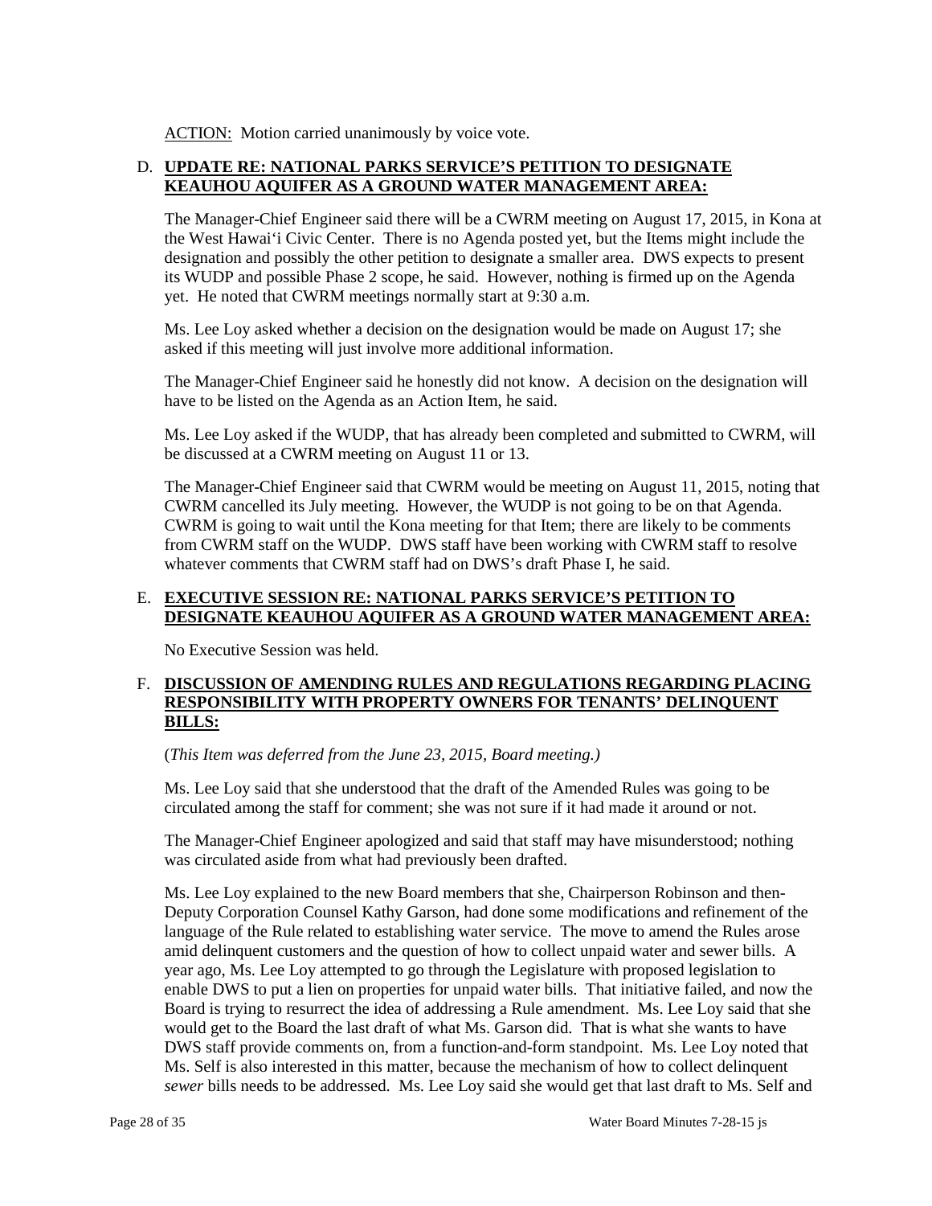ACTION: Motion carried unanimously by voice vote.

D. **UPDATE RE: NATIONAL PARKS SERVICE'S PETITION TO DESIGNATE KEAUHOU AQUIFER AS A GROUND WATER MANAGEMENT AREA:**

The Manager-Chief Engineer said there will be a CWRM meeting on August 17, 2015, in Kona at the West Hawai'i Civic Center. There is no Agenda posted yet, but the Items might include the designation and possibly the other petition to designate a smaller area. DWS expects to present its WUDP and possible Phase 2 scope, he said. However, nothing is firmed up on the Agenda yet. He noted that CWRM meetings normally start at 9:30 a.m.

Ms. Lee Loy asked whether a decision on the designation would be made on August 17; she asked if this meeting will just involve more additional information.

The Manager-Chief Engineer said he honestly did not know. A decision on the designation will have to be listed on the Agenda as an Action Item, he said.

Ms. Lee Loy asked if the WUDP, that has already been completed and submitted to CWRM, will be discussed at a CWRM meeting on August 11 or 13.

The Manager-Chief Engineer said that CWRM would be meeting on August 11, 2015, noting that CWRM cancelled its July meeting. However, the WUDP is not going to be on that Agenda. CWRM is going to wait until the Kona meeting for that Item; there are likely to be comments from CWRM staff on the WUDP. DWS staff have been working with CWRM staff to resolve whatever comments that CWRM staff had on DWS's draft Phase I, he said.

E. **EXECUTIVE SESSION RE: NATIONAL PARKS SERVICE'S PETITION TO DESIGNATE KEAUHOU AQUIFER AS A GROUND WATER MANAGEMENT AREA:**

No Executive Session was held.

F. **DISCUSSION OF AMENDING RULES AND REGULATIONS REGARDING PLACING RESPONSIBILITY WITH PROPERTY OWNERS FOR TENANTS' DELINQUENT BILLS:**

(*This Item was deferred from the June 23, 2015, Board meeting.)*

Ms. Lee Loy said that she understood that the draft of the Amended Rules was going to be circulated among the staff for comment; she was not sure if it had made it around or not.

The Manager-Chief Engineer apologized and said that staff may have misunderstood; nothing was circulated aside from what had previously been drafted.

Ms. Lee Loy explained to the new Board members that she, Chairperson Robinson and then-Deputy Corporation Counsel Kathy Garson, had done some modifications and refinement of the language of the Rule related to establishing water service. The move to amend the Rules arose amid delinquent customers and the question of how to collect unpaid water and sewer bills. A year ago, Ms. Lee Loy attempted to go through the Legislature with proposed legislation to enable DWS to put a lien on properties for unpaid water bills. That initiative failed, and now the Board is trying to resurrect the idea of addressing a Rule amendment. Ms. Lee Loy said that she would get to the Board the last draft of what Ms. Garson did. That is what she wants to have DWS staff provide comments on, from a function-and-form standpoint. Ms. Lee Loy noted that Ms. Self is also interested in this matter, because the mechanism of how to collect delinquent *sewer* bills needs to be addressed. Ms. Lee Loy said she would get that last draft to Ms. Self and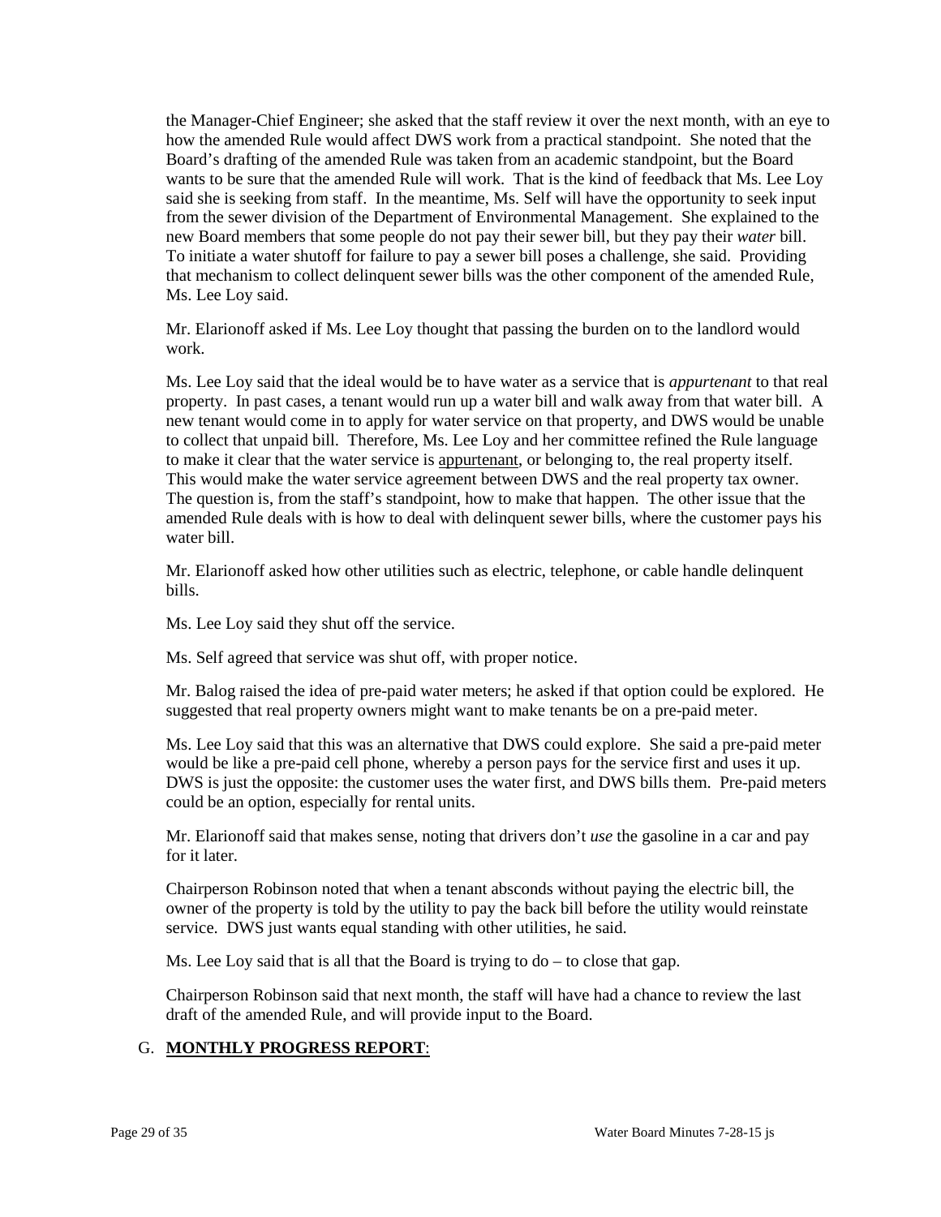the Manager-Chief Engineer; she asked that the staff review it over the next month, with an eye to how the amended Rule would affect DWS work from a practical standpoint. She noted that the Board's drafting of the amended Rule was taken from an academic standpoint, but the Board wants to be sure that the amended Rule will work. That is the kind of feedback that Ms. Lee Loy said she is seeking from staff. In the meantime, Ms. Self will have the opportunity to seek input from the sewer division of the Department of Environmental Management. She explained to the new Board members that some people do not pay their sewer bill, but they pay their *water* bill. To initiate a water shutoff for failure to pay a sewer bill poses a challenge, she said. Providing that mechanism to collect delinquent sewer bills was the other component of the amended Rule, Ms. Lee Loy said.

Mr. Elarionoff asked if Ms. Lee Loy thought that passing the burden on to the landlord would work.

Ms. Lee Loy said that the ideal would be to have water as a service that is *appurtenant* to that real property. In past cases, a tenant would run up a water bill and walk away from that water bill. A new tenant would come in to apply for water service on that property, and DWS would be unable to collect that unpaid bill. Therefore, Ms. Lee Loy and her committee refined the Rule language to make it clear that the water service is appurtenant, or belonging to, the real property itself. This would make the water service agreement between DWS and the real property tax owner. The question is, from the staff's standpoint, how to make that happen. The other issue that the amended Rule deals with is how to deal with delinquent sewer bills, where the customer pays his water bill.

Mr. Elarionoff asked how other utilities such as electric, telephone, or cable handle delinquent bills.

Ms. Lee Loy said they shut off the service.

Ms. Self agreed that service was shut off, with proper notice.

Mr. Balog raised the idea of pre-paid water meters; he asked if that option could be explored. He suggested that real property owners might want to make tenants be on a pre-paid meter.

Ms. Lee Loy said that this was an alternative that DWS could explore. She said a pre-paid meter would be like a pre-paid cell phone, whereby a person pays for the service first and uses it up. DWS is just the opposite: the customer uses the water first, and DWS bills them. Pre-paid meters could be an option, especially for rental units.

Mr. Elarionoff said that makes sense, noting that drivers don't *use* the gasoline in a car and pay for it later.

Chairperson Robinson noted that when a tenant absconds without paying the electric bill, the owner of the property is told by the utility to pay the back bill before the utility would reinstate service. DWS just wants equal standing with other utilities, he said.

Ms. Lee Loy said that is all that the Board is trying to do – to close that gap.

Chairperson Robinson said that next month, the staff will have had a chance to review the last draft of the amended Rule, and will provide input to the Board.

G. **MONTHLY PROGRESS REPORT**: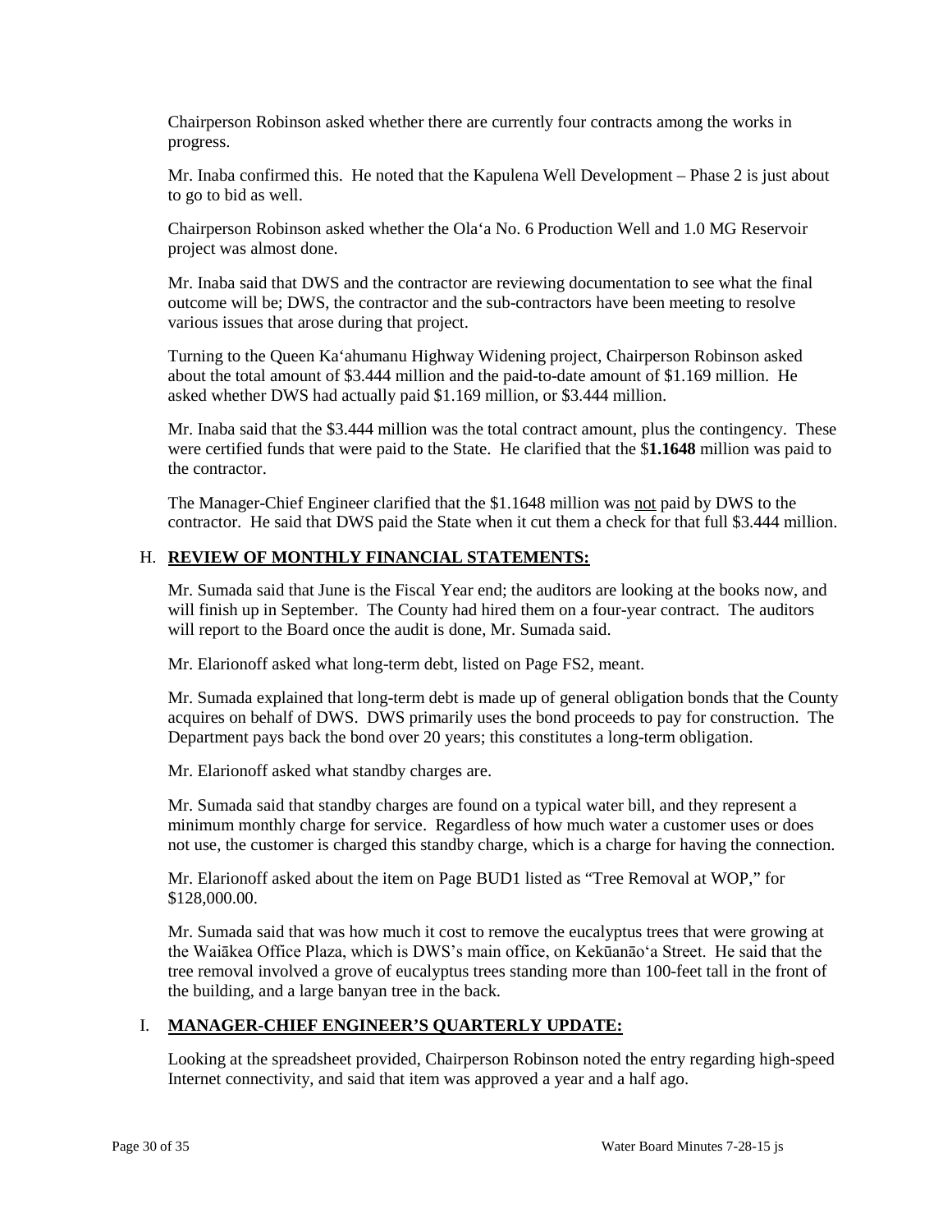Chairperson Robinson asked whether there are currently four contracts among the works in progress.

Mr. Inaba confirmed this. He noted that the Kapulena Well Development – Phase 2 is just about to go to bid as well.

Chairperson Robinson asked whether the Olaʻa No. 6 Production Well and 1.0 MG Reservoir project was almost done.

Mr. Inaba said that DWS and the contractor are reviewing documentation to see what the final outcome will be; DWS, the contractor and the sub-contractors have been meeting to resolve various issues that arose during that project.

Turning to the Queen Kaʻahumanu Highway Widening project, Chairperson Robinson asked about the total amount of $3.444 million and the paid-to-date amount of $1.169 million. He asked whether DWS had actually paid $1.169 million, or $3.444 million.

Mr. Inaba said that the $3.444 million was the total contract amount, plus the contingency. These were certified funds that were paid to the State. He clarified that the $**1.1648** million was paid to the contractor.

The Manager-Chief Engineer clarified that the $1.1648 million was <u>not</u> paid by DWS to the contractor. He said that DWS paid the State when it cut them a check for that full $3.444 million.

## H. <u>**REVIEW OF MONTHLY FINANCIAL STATEMENTS:**</u>

Mr. Sumada said that June is the Fiscal Year end; the auditors are looking at the books now, and will finish up in September. The County had hired them on a four-year contract. The auditors will report to the Board once the audit is done, Mr. Sumada said.

Mr. Elarionoff asked what long-term debt, listed on Page FS2, meant.

Mr. Sumada explained that long-term debt is made up of general obligation bonds that the County acquires on behalf of DWS. DWS primarily uses the bond proceeds to pay for construction. The Department pays back the bond over 20 years; this constitutes a long-term obligation.

Mr. Elarionoff asked what standby charges are.

Mr. Sumada said that standby charges are found on a typical water bill, and they represent a minimum monthly charge for service. Regardless of how much water a customer uses or does not use, the customer is charged this standby charge, which is a charge for having the connection.

Mr. Elarionoff asked about the item on Page BUD1 listed as "Tree Removal at WOP," for $128,000.00.

Mr. Sumada said that was how much it cost to remove the eucalyptus trees that were growing at the Waiākea Office Plaza, which is DWS's main office, on Kekūanāoʻa Street. He said that the tree removal involved a grove of eucalyptus trees standing more than 100-feet tall in the front of the building, and a large banyan tree in the back.

## I. <u>**MANAGER-CHIEF ENGINEER'S QUARTERLY UPDATE:**</u>

Looking at the spreadsheet provided, Chairperson Robinson noted the entry regarding high-speed Internet connectivity, and said that item was approved a year and a half ago.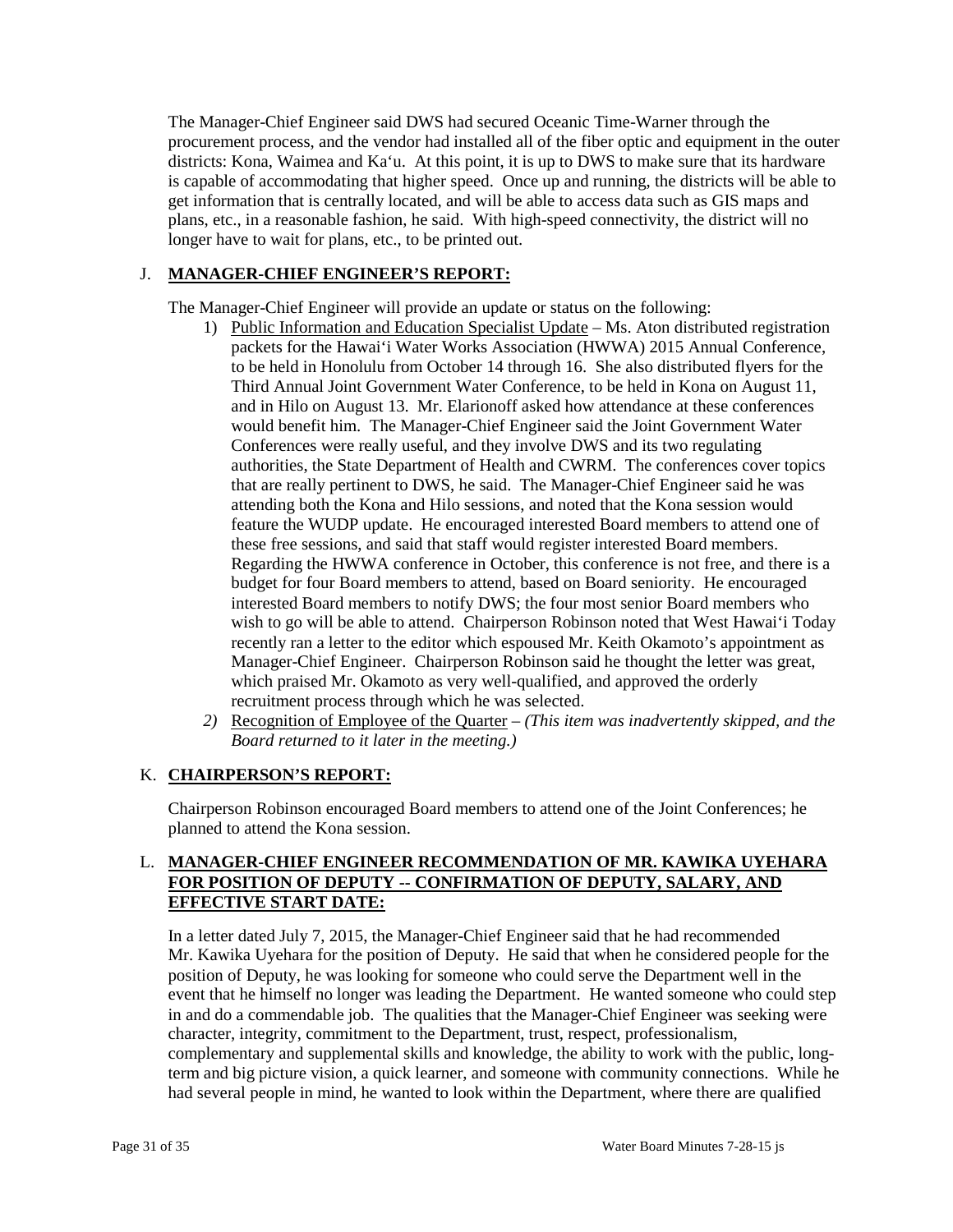The Manager-Chief Engineer said DWS had secured Oceanic Time-Warner through the procurement process, and the vendor had installed all of the fiber optic and equipment in the outer districts: Kona, Waimea and Ka'u. At this point, it is up to DWS to make sure that its hardware is capable of accommodating that higher speed. Once up and running, the districts will be able to get information that is centrally located, and will be able to access data such as GIS maps and plans, etc., in a reasonable fashion, he said. With high-speed connectivity, the district will no longer have to wait for plans, etc., to be printed out.

## J. **MANAGER-CHIEF ENGINEER'S REPORT:**

The Manager-Chief Engineer will provide an update or status on the following:

1) Public Information and Education Specialist Update – Ms. Aton distributed registration packets for the Hawai'i Water Works Association (HWWA) 2015 Annual Conference, to be held in Honolulu from October 14 through 16. She also distributed flyers for the Third Annual Joint Government Water Conference, to be held in Kona on August 11, and in Hilo on August 13. Mr. Elarionoff asked how attendance at these conferences would benefit him. The Manager-Chief Engineer said the Joint Government Water Conferences were really useful, and they involve DWS and its two regulating authorities, the State Department of Health and CWRM. The conferences cover topics that are really pertinent to DWS, he said. The Manager-Chief Engineer said he was attending both the Kona and Hilo sessions, and noted that the Kona session would feature the WUDP update. He encouraged interested Board members to attend one of these free sessions, and said that staff would register interested Board members. Regarding the HWWA conference in October, this conference is not free, and there is a budget for four Board members to attend, based on Board seniority. He encouraged interested Board members to notify DWS; the four most senior Board members who wish to go will be able to attend. Chairperson Robinson noted that West Hawai'i Today recently ran a letter to the editor which espoused Mr. Keith Okamoto's appointment as Manager-Chief Engineer. Chairperson Robinson said he thought the letter was great, which praised Mr. Okamoto as very well-qualified, and approved the orderly recruitment process through which he was selected.
2) Recognition of Employee of the Quarter – *(This item was inadvertently skipped, and the Board returned to it later in the meeting.)*

## K. **CHAIRPERSON'S REPORT:**

Chairperson Robinson encouraged Board members to attend one of the Joint Conferences; he planned to attend the Kona session.

## L. **MANAGER-CHIEF ENGINEER RECOMMENDATION OF MR. KAWIKA UYEHARA FOR POSITION OF DEPUTY -- CONFIRMATION OF DEPUTY, SALARY, AND EFFECTIVE START DATE:**

In a letter dated July 7, 2015, the Manager-Chief Engineer said that he had recommended Mr. Kawika Uyehara for the position of Deputy. He said that when he considered people for the position of Deputy, he was looking for someone who could serve the Department well in the event that he himself no longer was leading the Department. He wanted someone who could step in and do a commendable job. The qualities that the Manager-Chief Engineer was seeking were character, integrity, commitment to the Department, trust, respect, professionalism, complementary and supplemental skills and knowledge, the ability to work with the public, long-term and big picture vision, a quick learner, and someone with community connections. While he had several people in mind, he wanted to look within the Department, where there are qualified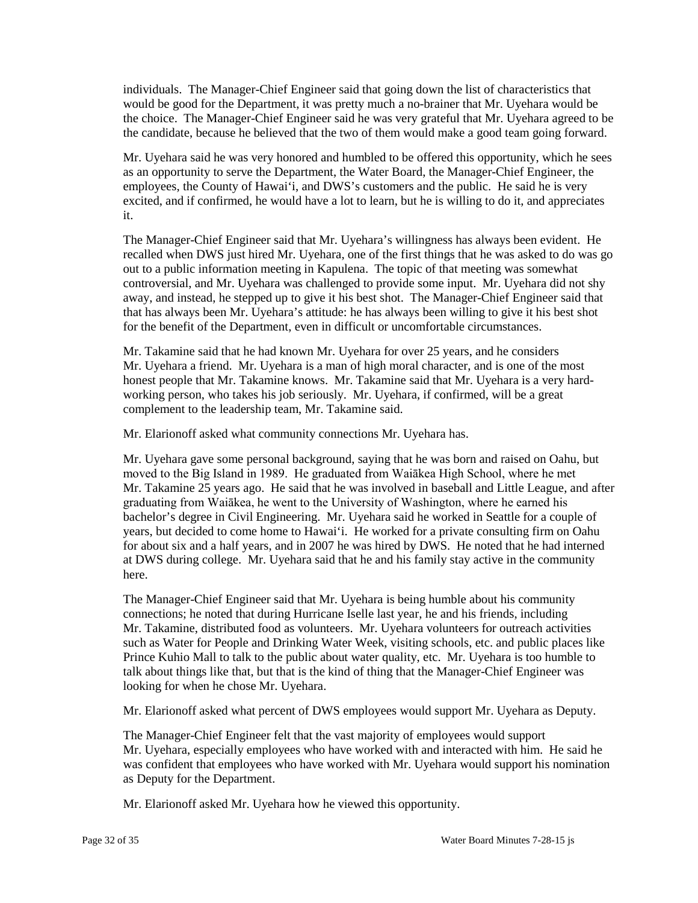individuals. The Manager-Chief Engineer said that going down the list of characteristics that would be good for the Department, it was pretty much a no-brainer that Mr. Uyehara would be the choice. The Manager-Chief Engineer said he was very grateful that Mr. Uyehara agreed to be the candidate, because he believed that the two of them would make a good team going forward.

Mr. Uyehara said he was very honored and humbled to be offered this opportunity, which he sees as an opportunity to serve the Department, the Water Board, the Manager-Chief Engineer, the employees, the County of Hawai'i, and DWS's customers and the public. He said he is very excited, and if confirmed, he would have a lot to learn, but he is willing to do it, and appreciates it.

The Manager-Chief Engineer said that Mr. Uyehara's willingness has always been evident. He recalled when DWS just hired Mr. Uyehara, one of the first things that he was asked to do was go out to a public information meeting in Kapulena. The topic of that meeting was somewhat controversial, and Mr. Uyehara was challenged to provide some input. Mr. Uyehara did not shy away, and instead, he stepped up to give it his best shot. The Manager-Chief Engineer said that that has always been Mr. Uyehara's attitude: he has always been willing to give it his best shot for the benefit of the Department, even in difficult or uncomfortable circumstances.

Mr. Takamine said that he had known Mr. Uyehara for over 25 years, and he considers Mr. Uyehara a friend. Mr. Uyehara is a man of high moral character, and is one of the most honest people that Mr. Takamine knows. Mr. Takamine said that Mr. Uyehara is a very hard-working person, who takes his job seriously. Mr. Uyehara, if confirmed, will be a great complement to the leadership team, Mr. Takamine said.

Mr. Elarionoff asked what community connections Mr. Uyehara has.

Mr. Uyehara gave some personal background, saying that he was born and raised on Oahu, but moved to the Big Island in 1989. He graduated from Waiākea High School, where he met Mr. Takamine 25 years ago. He said that he was involved in baseball and Little League, and after graduating from Waiākea, he went to the University of Washington, where he earned his bachelor's degree in Civil Engineering. Mr. Uyehara said he worked in Seattle for a couple of years, but decided to come home to Hawai'i. He worked for a private consulting firm on Oahu for about six and a half years, and in 2007 he was hired by DWS. He noted that he had interned at DWS during college. Mr. Uyehara said that he and his family stay active in the community here.

The Manager-Chief Engineer said that Mr. Uyehara is being humble about his community connections; he noted that during Hurricane Iselle last year, he and his friends, including Mr. Takamine, distributed food as volunteers. Mr. Uyehara volunteers for outreach activities such as Water for People and Drinking Water Week, visiting schools, etc. and public places like Prince Kuhio Mall to talk to the public about water quality, etc. Mr. Uyehara is too humble to talk about things like that, but that is the kind of thing that the Manager-Chief Engineer was looking for when he chose Mr. Uyehara.

Mr. Elarionoff asked what percent of DWS employees would support Mr. Uyehara as Deputy.

The Manager-Chief Engineer felt that the vast majority of employees would support Mr. Uyehara, especially employees who have worked with and interacted with him. He said he was confident that employees who have worked with Mr. Uyehara would support his nomination as Deputy for the Department.

Mr. Elarionoff asked Mr. Uyehara how he viewed this opportunity.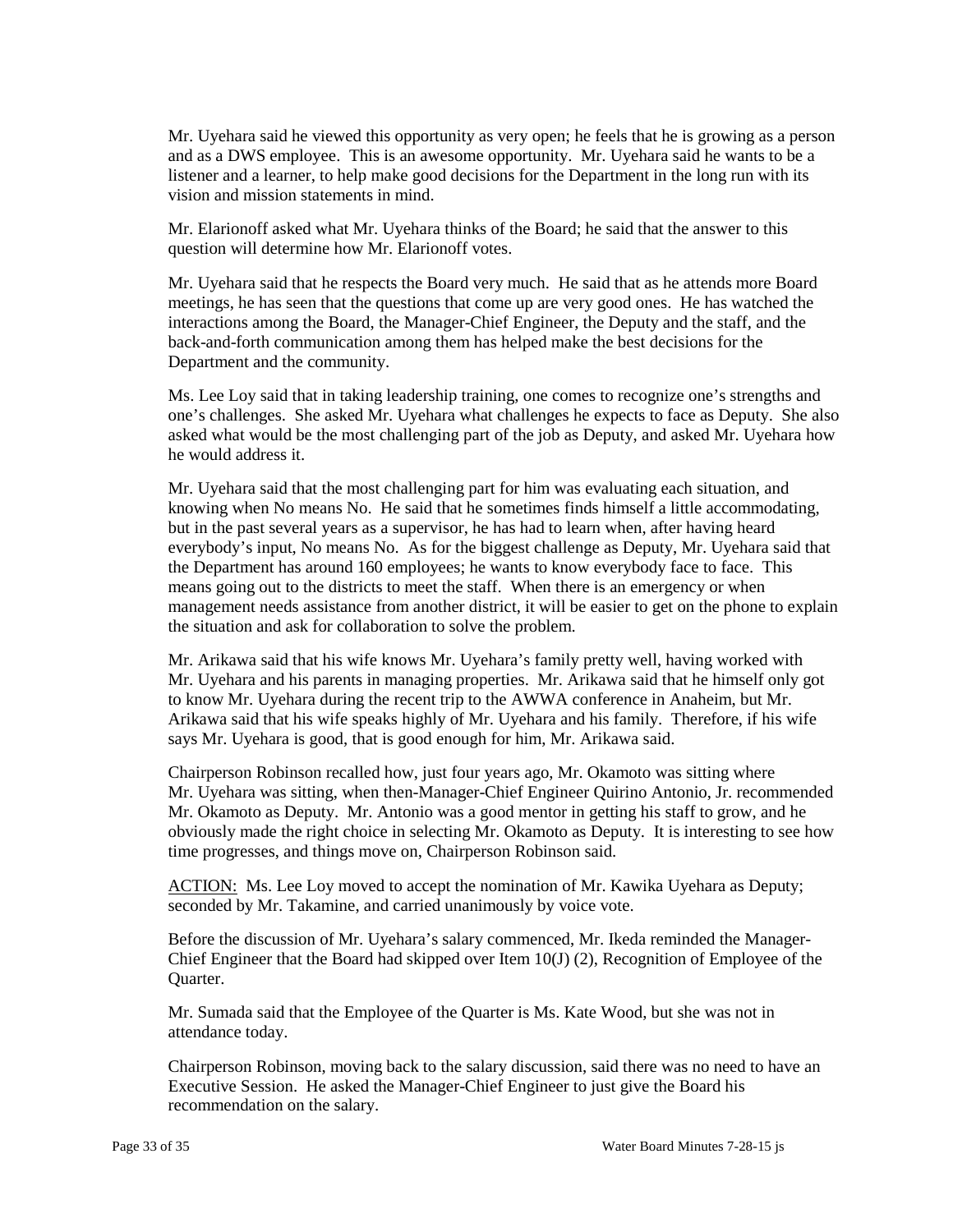Mr. Uyehara said he viewed this opportunity as very open; he feels that he is growing as a person and as a DWS employee. This is an awesome opportunity. Mr. Uyehara said he wants to be a listener and a learner, to help make good decisions for the Department in the long run with its vision and mission statements in mind.

Mr. Elarionoff asked what Mr. Uyehara thinks of the Board; he said that the answer to this question will determine how Mr. Elarionoff votes.

Mr. Uyehara said that he respects the Board very much. He said that as he attends more Board meetings, he has seen that the questions that come up are very good ones. He has watched the interactions among the Board, the Manager-Chief Engineer, the Deputy and the staff, and the back-and-forth communication among them has helped make the best decisions for the Department and the community.

Ms. Lee Loy said that in taking leadership training, one comes to recognize one's strengths and one's challenges. She asked Mr. Uyehara what challenges he expects to face as Deputy. She also asked what would be the most challenging part of the job as Deputy, and asked Mr. Uyehara how he would address it.

Mr. Uyehara said that the most challenging part for him was evaluating each situation, and knowing when No means No. He said that he sometimes finds himself a little accommodating, but in the past several years as a supervisor, he has had to learn when, after having heard everybody's input, No means No. As for the biggest challenge as Deputy, Mr. Uyehara said that the Department has around 160 employees; he wants to know everybody face to face. This means going out to the districts to meet the staff. When there is an emergency or when management needs assistance from another district, it will be easier to get on the phone to explain the situation and ask for collaboration to solve the problem.

Mr. Arikawa said that his wife knows Mr. Uyehara's family pretty well, having worked with Mr. Uyehara and his parents in managing properties. Mr. Arikawa said that he himself only got to know Mr. Uyehara during the recent trip to the AWWA conference in Anaheim, but Mr. Arikawa said that his wife speaks highly of Mr. Uyehara and his family. Therefore, if his wife says Mr. Uyehara is good, that is good enough for him, Mr. Arikawa said.

Chairperson Robinson recalled how, just four years ago, Mr. Okamoto was sitting where Mr. Uyehara was sitting, when then-Manager-Chief Engineer Quirino Antonio, Jr. recommended Mr. Okamoto as Deputy. Mr. Antonio was a good mentor in getting his staff to grow, and he obviously made the right choice in selecting Mr. Okamoto as Deputy. It is interesting to see how time progresses, and things move on, Chairperson Robinson said.

ACTION: Ms. Lee Loy moved to accept the nomination of Mr. Kawika Uyehara as Deputy; seconded by Mr. Takamine, and carried unanimously by voice vote.

Before the discussion of Mr. Uyehara's salary commenced, Mr. Ikeda reminded the Manager-Chief Engineer that the Board had skipped over Item 10(J) (2), Recognition of Employee of the Quarter.

Mr. Sumada said that the Employee of the Quarter is Ms. Kate Wood, but she was not in attendance today.

Chairperson Robinson, moving back to the salary discussion, said there was no need to have an Executive Session. He asked the Manager-Chief Engineer to just give the Board his recommendation on the salary.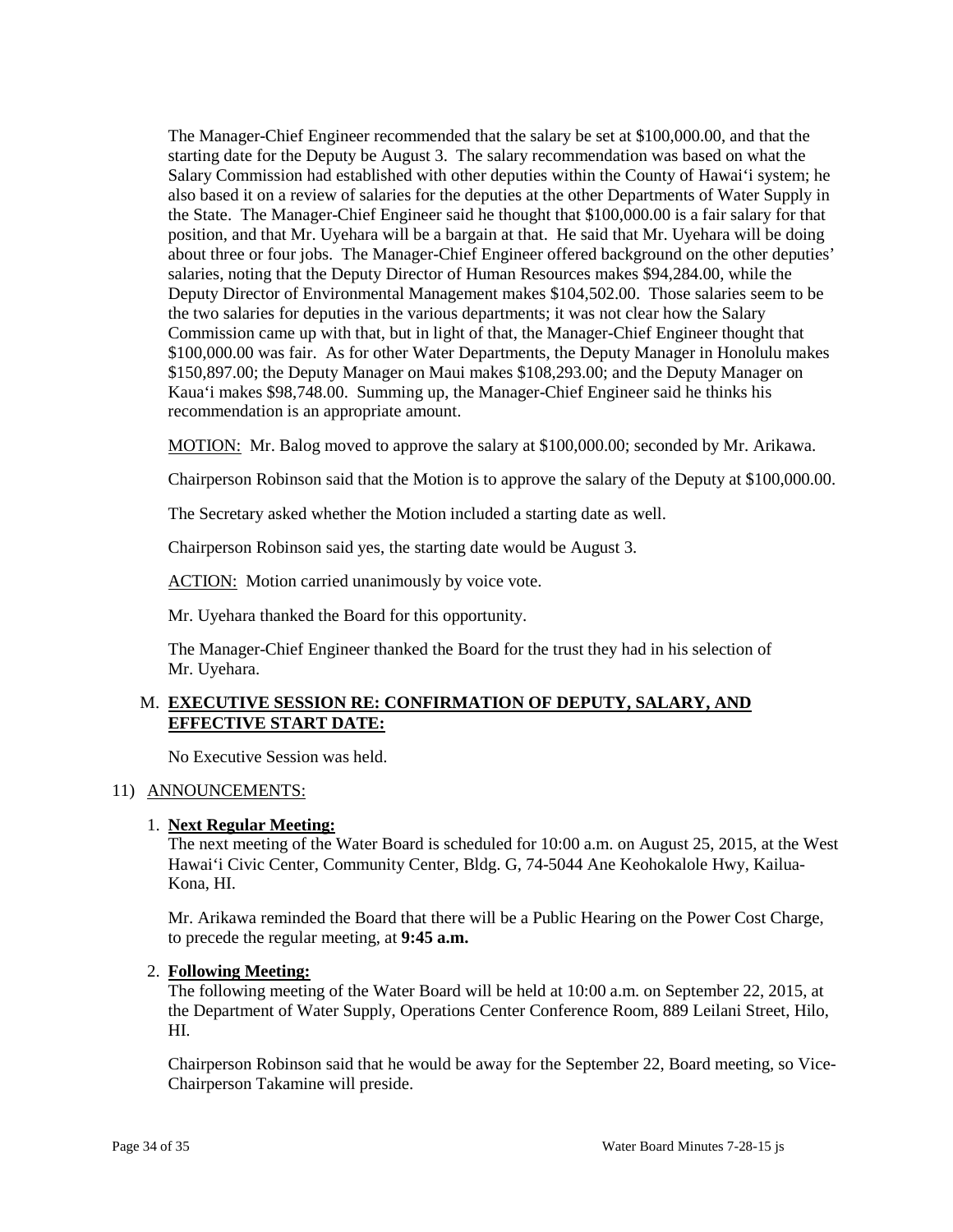The Manager-Chief Engineer recommended that the salary be set at $100,000.00, and that the starting date for the Deputy be August 3. The salary recommendation was based on what the Salary Commission had established with other deputies within the County of Hawai'i system; he also based it on a review of salaries for the deputies at the other Departments of Water Supply in the State. The Manager-Chief Engineer said he thought that $100,000.00 is a fair salary for that position, and that Mr. Uyehara will be a bargain at that. He said that Mr. Uyehara will be doing about three or four jobs. The Manager-Chief Engineer offered background on the other deputies' salaries, noting that the Deputy Director of Human Resources makes $94,284.00, while the Deputy Director of Environmental Management makes $104,502.00. Those salaries seem to be the two salaries for deputies in the various departments; it was not clear how the Salary Commission came up with that, but in light of that, the Manager-Chief Engineer thought that $100,000.00 was fair. As for other Water Departments, the Deputy Manager in Honolulu makes $150,897.00; the Deputy Manager on Maui makes $108,293.00; and the Deputy Manager on Kaua'i makes $98,748.00. Summing up, the Manager-Chief Engineer said he thinks his recommendation is an appropriate amount.

MOTION: Mr. Balog moved to approve the salary at $100,000.00; seconded by Mr. Arikawa.

Chairperson Robinson said that the Motion is to approve the salary of the Deputy at $100,000.00.

The Secretary asked whether the Motion included a starting date as well.

Chairperson Robinson said yes, the starting date would be August 3.

ACTION: Motion carried unanimously by voice vote.

Mr. Uyehara thanked the Board for this opportunity.

The Manager-Chief Engineer thanked the Board for the trust they had in his selection of Mr. Uyehara.

M. **EXECUTIVE SESSION RE: CONFIRMATION OF DEPUTY, SALARY, AND EFFECTIVE START DATE:**

No Executive Session was held.

11) ANNOUNCEMENTS:

1. **Next Regular Meeting:**
The next meeting of the Water Board is scheduled for 10:00 a.m. on August 25, 2015, at the West Hawai'i Civic Center, Community Center, Bldg. G, 74-5044 Ane Keohokalole Hwy, Kailua-Kona, HI.

Mr. Arikawa reminded the Board that there will be a Public Hearing on the Power Cost Charge, to precede the regular meeting, at **9:45 a.m.**

2. **Following Meeting:**
The following meeting of the Water Board will be held at 10:00 a.m. on September 22, 2015, at the Department of Water Supply, Operations Center Conference Room, 889 Leilani Street, Hilo, HI.

Chairperson Robinson said that he would be away for the September 22, Board meeting, so Vice-Chairperson Takamine will preside.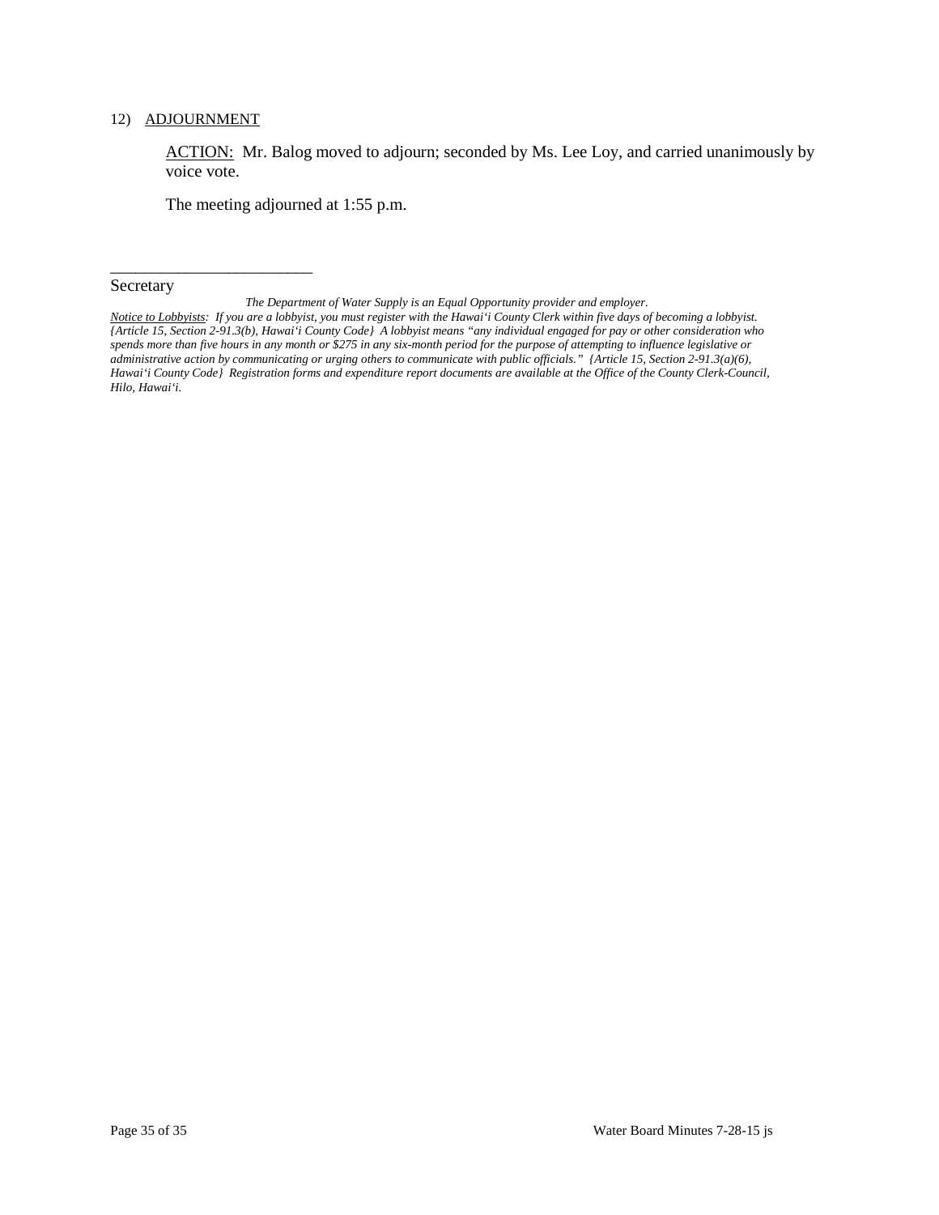12) <u>ADJOURNMENT</u>

<u>ACTION:</u> Mr. Balog moved to adjourn; seconded by Ms. Lee Loy, and carried unanimously by voice vote.

The meeting adjourned at 1:55 p.m.

\_\_\_\_\_\_\_\_\_\_\_\_\_\_\_\_\_\_\_\_\_\_\_\_\_\_

Secretary

*The Department of Water Supply is an Equal Opportunity provider and employer.*

*<u>Notice to Lobbyists</u>: If you are a lobbyist, you must register with the Hawai'i County Clerk within five days of becoming a lobbyist. {Article 15, Section 2-91.3(b), Hawai'i County Code} A lobbyist means "any individual engaged for pay or other consideration who spends more than five hours in any month or $275 in any six-month period for the purpose of attempting to influence legislative or administrative action by communicating or urging others to communicate with public officials." {Article 15, Section 2-91.3(a)(6), Hawai'i County Code} Registration forms and expenditure report documents are available at the Office of the County Clerk-Council, Hilo, Hawai'i.*